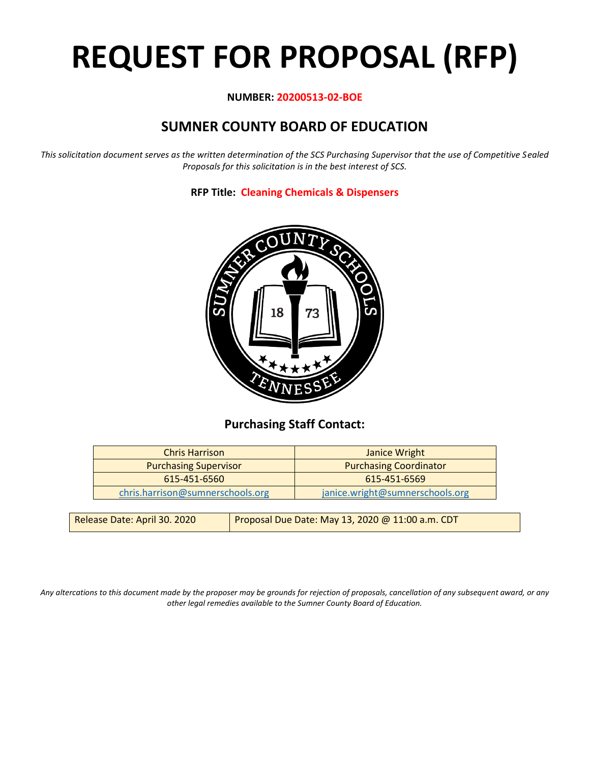# REQUEST FOR PROPOSAL (RFP)

**NUMBER: 20200513-02-BOE**

## SUMNER COUNTY BOARD OF EDUCATION

*This solicitation document serves as the written determination of the SCS Purchasing Supervisor that the use of Competitive Sealed Proposals for this solicitation is in the best interest of SCS.*

**RFP Title: Cleaning Chemicals & Dispensers**

### Purchasing Staff Contact:

| Chris Harrison | Janice Wright |
|---|---|
| Purchasing Supervisor | Purchasing Coordinator |
| 615-451-6560 | 615-451-6569 |
| chris.harrison@sumnerschools.org | janice.wright@sumnerschools.org |

| Release Date: April 30. 2020 | Proposal Due Date: May 13, 2020 @ 11:00 a.m. CDT |
|---|---|

*Any altercations to this document made by the proposer may be grounds for rejection of proposals, cancellation of any subsequent award, or any other legal remedies available to the Sumner County Board of Education.*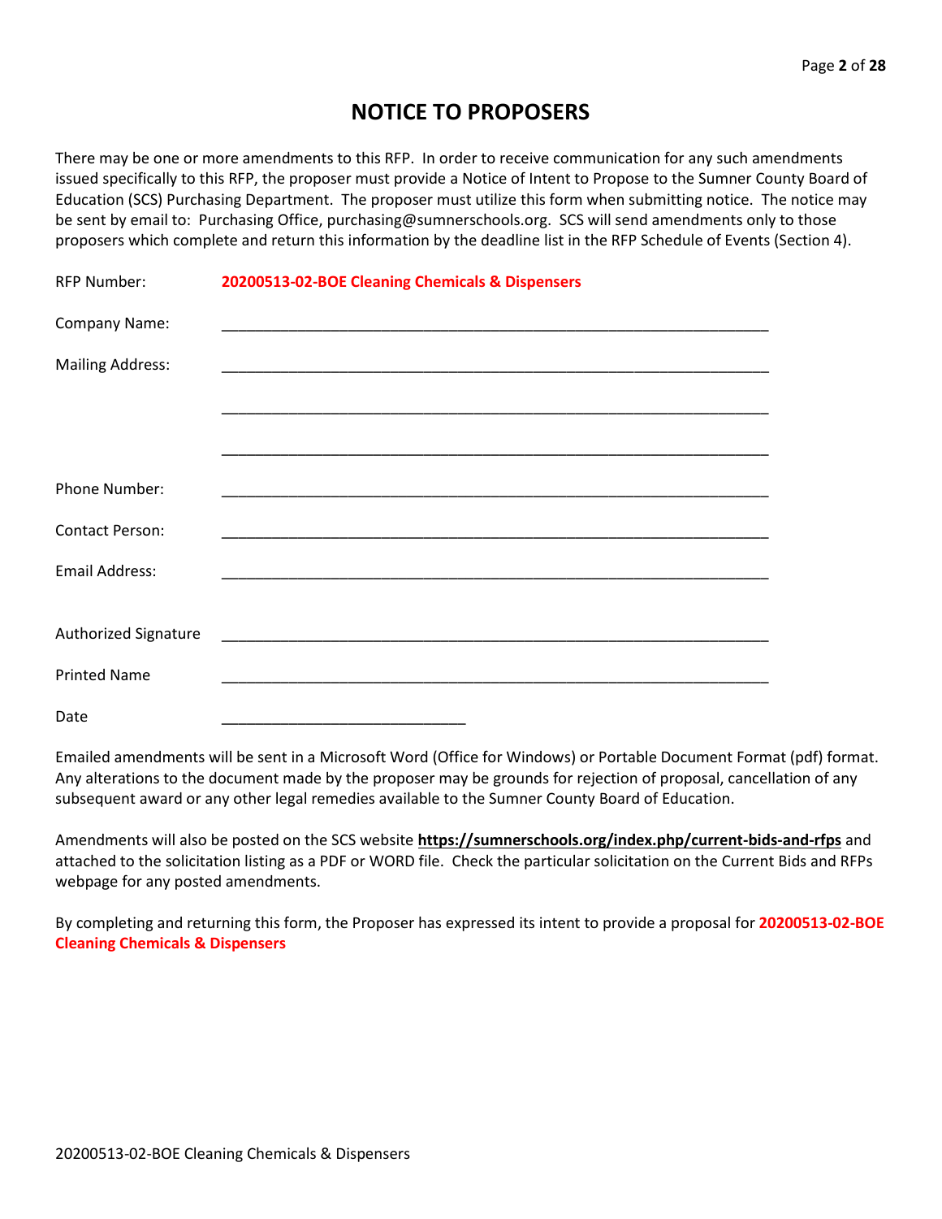# NOTICE TO PROPOSERS

There may be one or more amendments to this RFP. In order to receive communication for any such amendments issued specifically to this RFP, the proposer must provide a Notice of Intent to Propose to the Sumner County Board of Education (SCS) Purchasing Department. The proposer must utilize this form when submitting notice. The notice may be sent by email to: Purchasing Office, purchasing@sumnerschools.org. SCS will send amendments only to those proposers which complete and return this information by the deadline list in the RFP Schedule of Events (Section 4).

RFP Number: **20200513-02-BOE Cleaning Chemicals & Dispensers**

Company Name: ____________________________________________________________

Mailing Address: ____________________________________________________________

____________________________________________________________

____________________________________________________________

Phone Number: ____________________________________________________________

Contact Person: ____________________________________________________________

Email Address: ____________________________________________________________

Authorized Signature ____________________________________________________________

Printed Name ____________________________________________________________

Date ______________________________

Emailed amendments will be sent in a Microsoft Word (Office for Windows) or Portable Document Format (pdf) format. Any alterations to the document made by the proposer may be grounds for rejection of proposal, cancellation of any subsequent award or any other legal remedies available to the Sumner County Board of Education.

Amendments will also be posted on the SCS website **https://sumnerschools.org/index.php/current-bids-and-rfps** and attached to the solicitation listing as a PDF or WORD file. Check the particular solicitation on the Current Bids and RFPs webpage for any posted amendments.

By completing and returning this form, the Proposer has expressed its intent to provide a proposal for **20200513-02-BOE Cleaning Chemicals & Dispensers**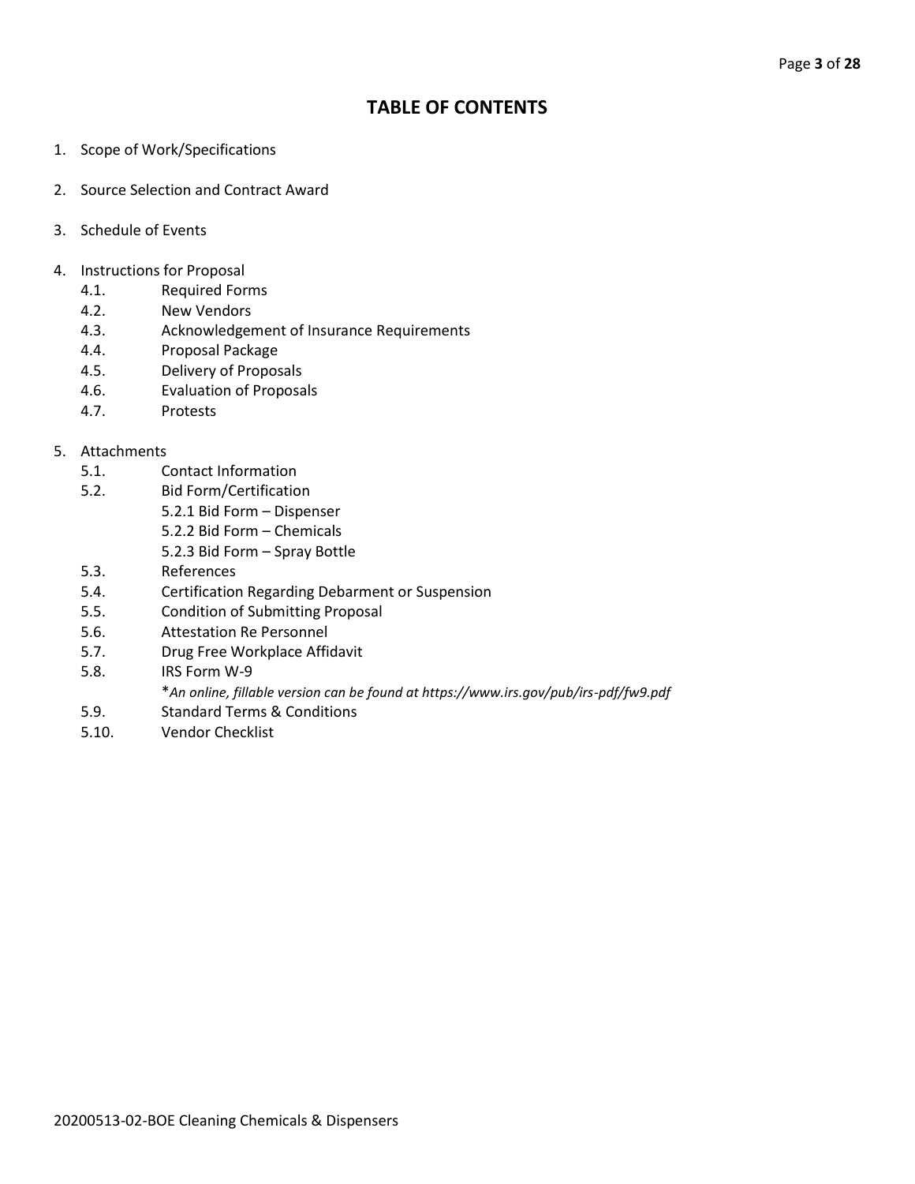# TABLE OF CONTENTS

1. Scope of Work/Specifications

2. Source Selection and Contract Award

3. Schedule of Events

4. Instructions for Proposal
   - 4.1. Required Forms
   - 4.2. New Vendors
   - 4.3. Acknowledgement of Insurance Requirements
   - 4.4. Proposal Package
   - 4.5. Delivery of Proposals
   - 4.6. Evaluation of Proposals
   - 4.7. Protests

5. Attachments
   - 5.1. Contact Information
   - 5.2. Bid Form/Certification
     - 5.2.1 Bid Form – Dispenser
     - 5.2.2 Bid Form – Chemicals
     - 5.2.3 Bid Form – Spray Bottle
   - 5.3. References
   - 5.4. Certification Regarding Debarment or Suspension
   - 5.5. Condition of Submitting Proposal
   - 5.6. Attestation Re Personnel
   - 5.7. Drug Free Workplace Affidavit
   - 5.8. IRS Form W-9
     
     **An online, fillable version can be found at https://www.irs.gov/pub/irs-pdf/fw9.pdf*
   - 5.9. Standard Terms & Conditions
   - 5.10. Vendor Checklist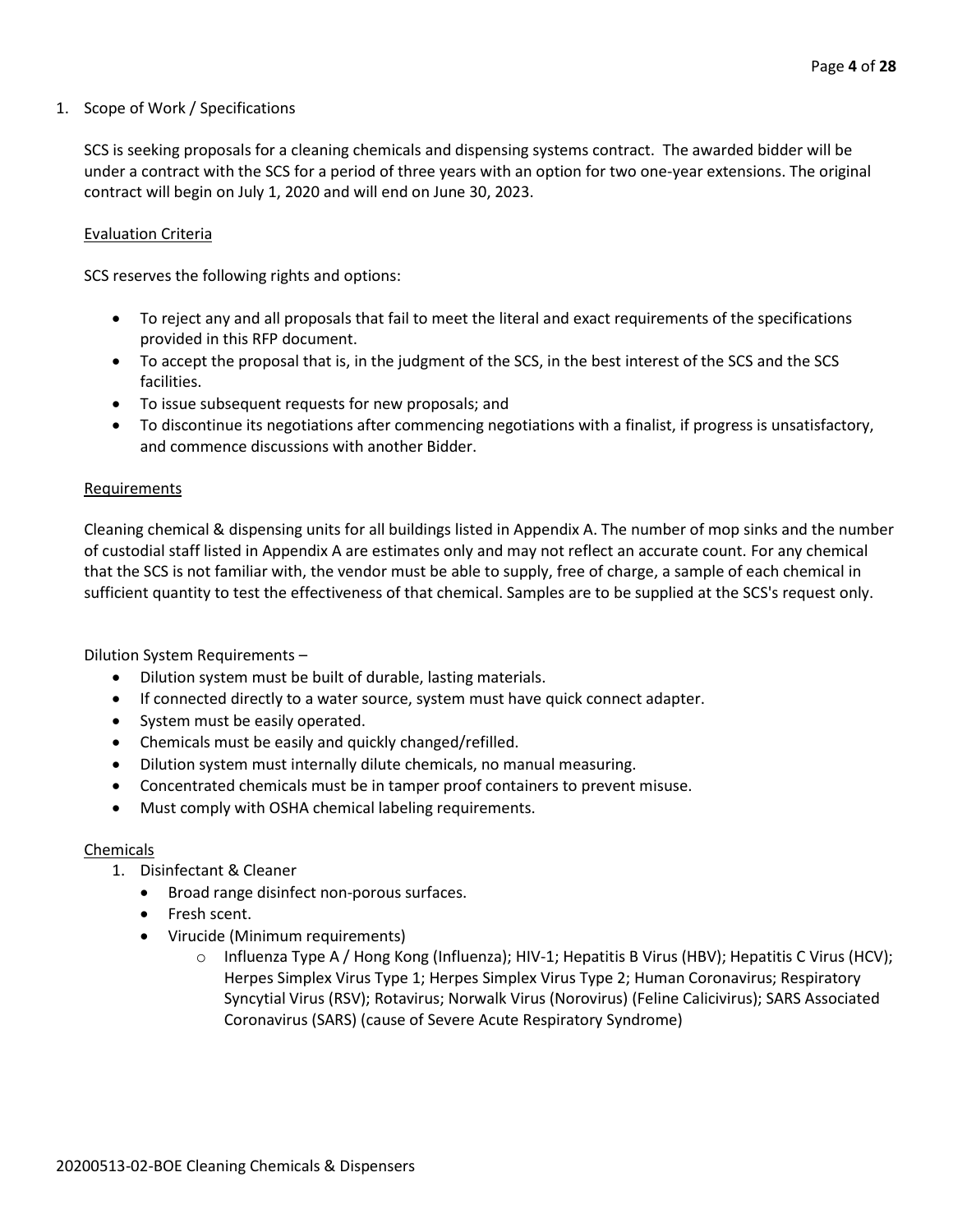1. Scope of Work / Specifications

SCS is seeking proposals for a cleaning chemicals and dispensing systems contract. The awarded bidder will be under a contract with the SCS for a period of three years with an option for two one-year extensions. The original contract will begin on July 1, 2020 and will end on June 30, 2023.

<u>Evaluation Criteria</u>

SCS reserves the following rights and options:

- To reject any and all proposals that fail to meet the literal and exact requirements of the specifications provided in this RFP document.
- To accept the proposal that is, in the judgment of the SCS, in the best interest of the SCS and the SCS facilities.
- To issue subsequent requests for new proposals; and
- To discontinue its negotiations after commencing negotiations with a finalist, if progress is unsatisfactory, and commence discussions with another Bidder.

<u>Requirements</u>

Cleaning chemical & dispensing units for all buildings listed in Appendix A. The number of mop sinks and the number of custodial staff listed in Appendix A are estimates only and may not reflect an accurate count. For any chemical that the SCS is not familiar with, the vendor must be able to supply, free of charge, a sample of each chemical in sufficient quantity to test the effectiveness of that chemical. Samples are to be supplied at the SCS's request only.

Dilution System Requirements –

- Dilution system must be built of durable, lasting materials.
- If connected directly to a water source, system must have quick connect adapter.
- System must be easily operated.
- Chemicals must be easily and quickly changed/refilled.
- Dilution system must internally dilute chemicals, no manual measuring.
- Concentrated chemicals must be in tamper proof containers to prevent misuse.
- Must comply with OSHA chemical labeling requirements.

<u>Chemicals</u>

1. Disinfectant & Cleaner
   - Broad range disinfect non-porous surfaces.
   - Fresh scent.
   - Virucide (Minimum requirements)
     - Influenza Type A / Hong Kong (Influenza); HIV-1; Hepatitis B Virus (HBV); Hepatitis C Virus (HCV); Herpes Simplex Virus Type 1; Herpes Simplex Virus Type 2; Human Coronavirus; Respiratory Syncytial Virus (RSV); Rotavirus; Norwalk Virus (Norovirus) (Feline Calicivirus); SARS Associated Coronavirus (SARS) (cause of Severe Acute Respiratory Syndrome)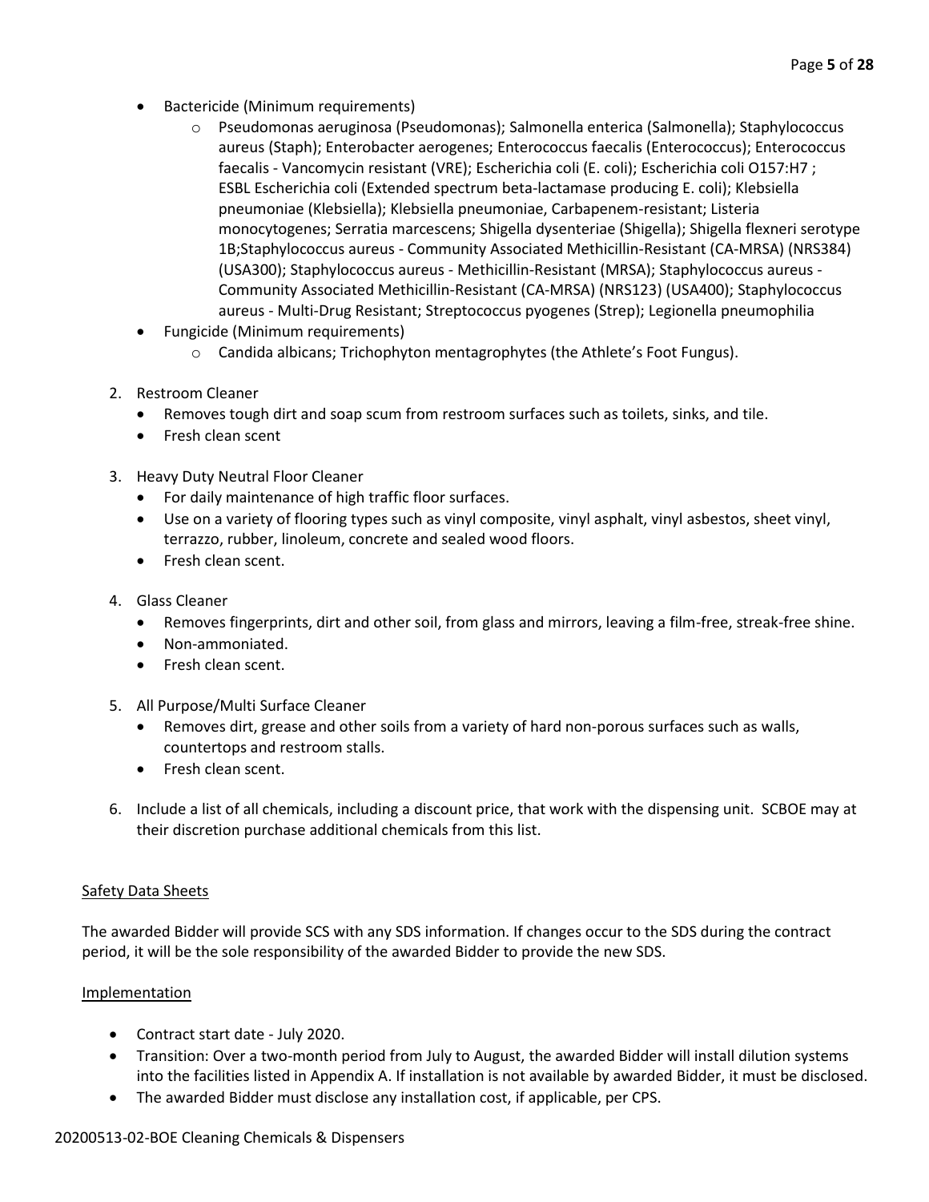- Bactericide (Minimum requirements)
  - Pseudomonas aeruginosa (Pseudomonas); Salmonella enterica (Salmonella); Staphylococcus aureus (Staph); Enterobacter aerogenes; Enterococcus faecalis (Enterococcus); Enterococcus faecalis - Vancomycin resistant (VRE); Escherichia coli (E. coli); Escherichia coli O157:H7 ; ESBL Escherichia coli (Extended spectrum beta-lactamase producing E. coli); Klebsiella pneumoniae (Klebsiella); Klebsiella pneumoniae, Carbapenem-resistant; Listeria monocytogenes; Serratia marcescens; Shigella dysenteriae (Shigella); Shigella flexneri serotype 1B;Staphylococcus aureus - Community Associated Methicillin-Resistant (CA-MRSA) (NRS384) (USA300); Staphylococcus aureus - Methicillin-Resistant (MRSA); Staphylococcus aureus - Community Associated Methicillin-Resistant (CA-MRSA) (NRS123) (USA400); Staphylococcus aureus - Multi-Drug Resistant; Streptococcus pyogenes (Strep); Legionella pneumophilia
- Fungicide (Minimum requirements)
  - Candida albicans; Trichophyton mentagrophytes (the Athlete's Foot Fungus).

2. Restroom Cleaner
   - Removes tough dirt and soap scum from restroom surfaces such as toilets, sinks, and tile.
   - Fresh clean scent

3. Heavy Duty Neutral Floor Cleaner
   - For daily maintenance of high traffic floor surfaces.
   - Use on a variety of flooring types such as vinyl composite, vinyl asphalt, vinyl asbestos, sheet vinyl, terrazzo, rubber, linoleum, concrete and sealed wood floors.
   - Fresh clean scent.

4. Glass Cleaner
   - Removes fingerprints, dirt and other soil, from glass and mirrors, leaving a film-free, streak-free shine.
   - Non-ammoniated.
   - Fresh clean scent.

5. All Purpose/Multi Surface Cleaner
   - Removes dirt, grease and other soils from a variety of hard non-porous surfaces such as walls, countertops and restroom stalls.
   - Fresh clean scent.

6. Include a list of all chemicals, including a discount price, that work with the dispensing unit. SCBOE may at their discretion purchase additional chemicals from this list.

Safety Data Sheets

The awarded Bidder will provide SCS with any SDS information. If changes occur to the SDS during the contract period, it will be the sole responsibility of the awarded Bidder to provide the new SDS.

Implementation

- Contract start date - July 2020.
- Transition: Over a two-month period from July to August, the awarded Bidder will install dilution systems into the facilities listed in Appendix A. If installation is not available by awarded Bidder, it must be disclosed.
- The awarded Bidder must disclose any installation cost, if applicable, per CPS.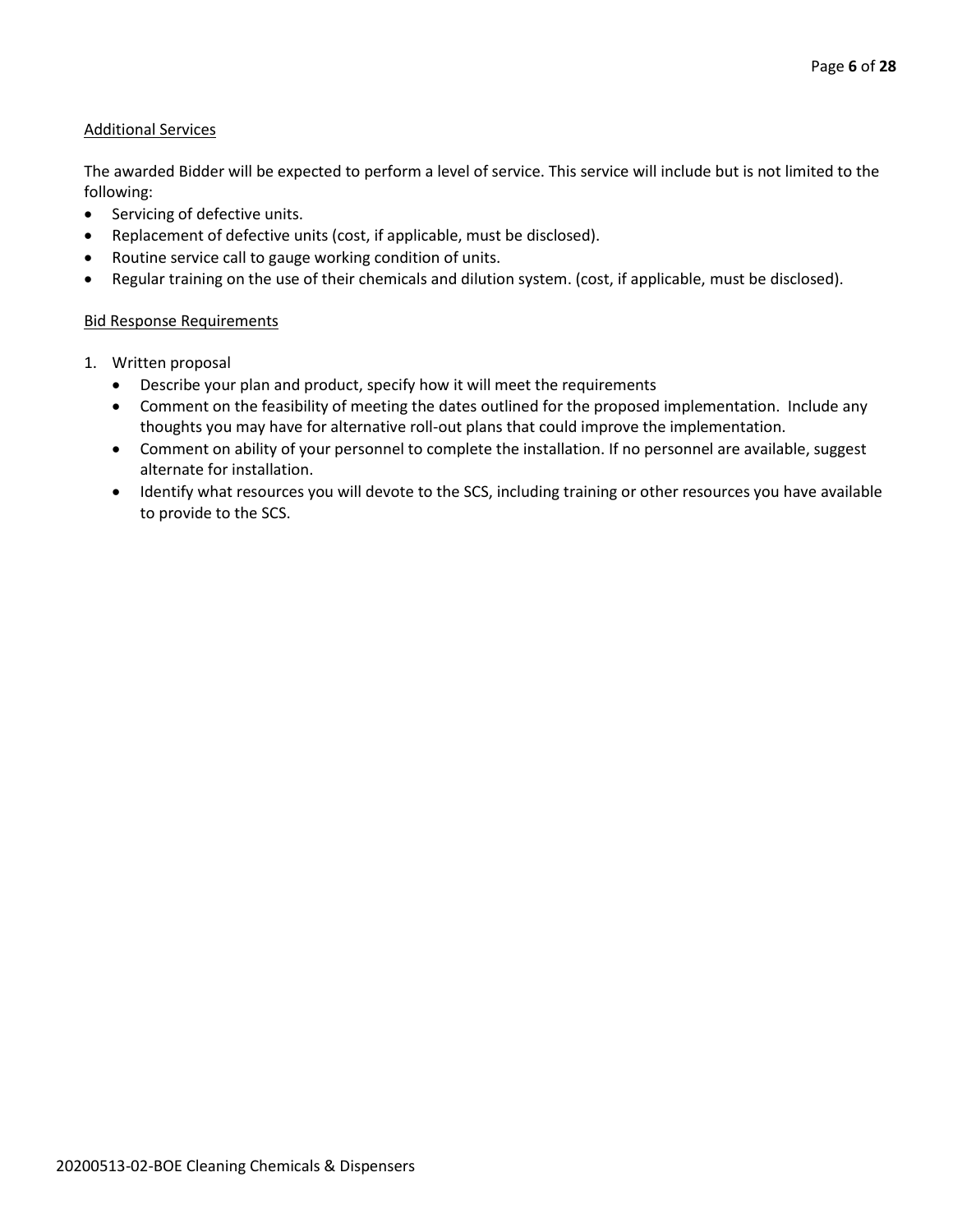Additional Services

The awarded Bidder will be expected to perform a level of service. This service will include but is not limited to the following:

- Servicing of defective units.
- Replacement of defective units (cost, if applicable, must be disclosed).
- Routine service call to gauge working condition of units.
- Regular training on the use of their chemicals and dilution system. (cost, if applicable, must be disclosed).

Bid Response Requirements

1. Written proposal
   - Describe your plan and product, specify how it will meet the requirements
   - Comment on the feasibility of meeting the dates outlined for the proposed implementation. Include any thoughts you may have for alternative roll-out plans that could improve the implementation.
   - Comment on ability of your personnel to complete the installation. If no personnel are available, suggest alternate for installation.
   - Identify what resources you will devote to the SCS, including training or other resources you have available to provide to the SCS.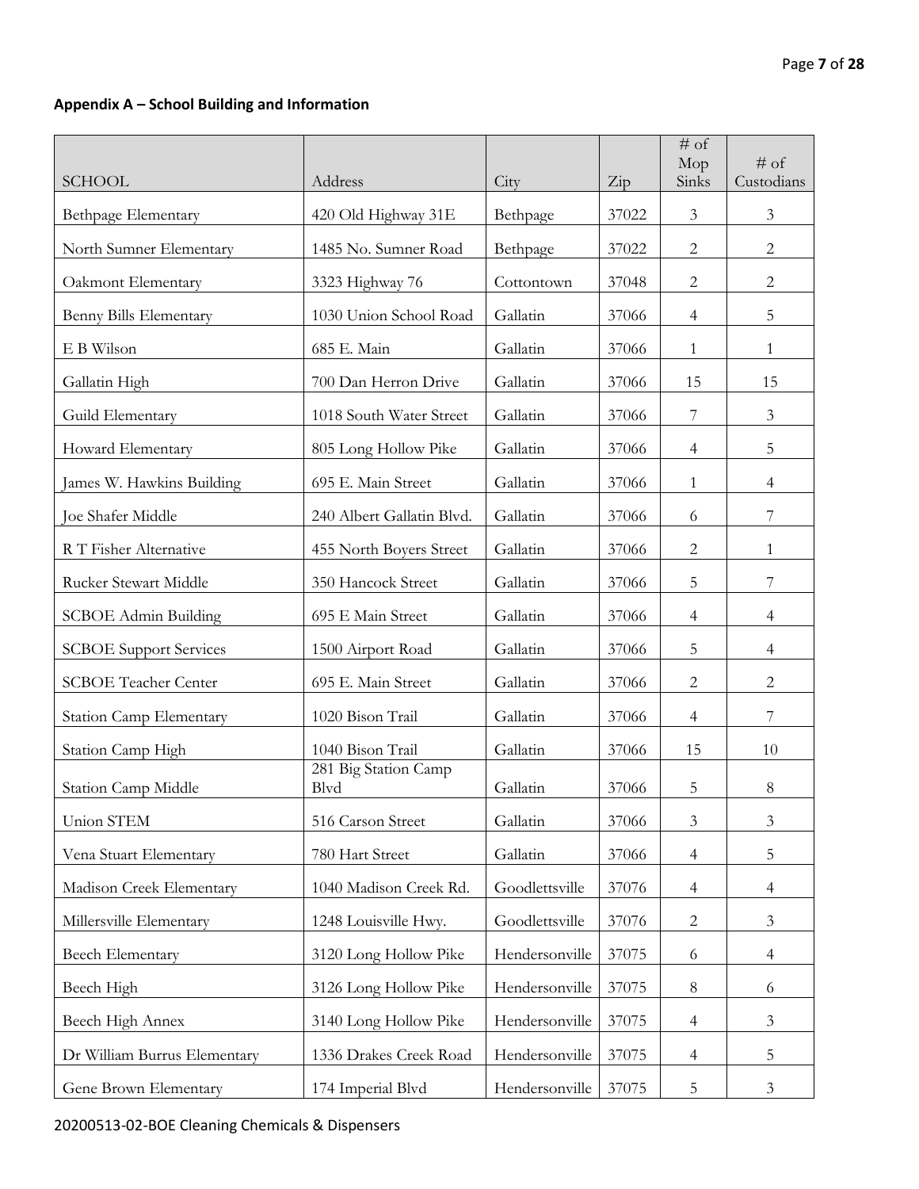**Appendix A – School Building and Information**

| SCHOOL | Address | City | Zip | # of Mop Sinks | # of Custodians |
|---|---|---|---|---|---|
| Bethpage Elementary | 420 Old Highway 31E | Bethpage | 37022 | 3 | 3 |
| North Sumner Elementary | 1485 No. Sumner Road | Bethpage | 37022 | 2 | 2 |
| Oakmont Elementary | 3323 Highway 76 | Cottontown | 37048 | 2 | 2 |
| Benny Bills Elementary | 1030 Union School Road | Gallatin | 37066 | 4 | 5 |
| E B Wilson | 685 E. Main | Gallatin | 37066 | 1 | 1 |
| Gallatin High | 700 Dan Herron Drive | Gallatin | 37066 | 15 | 15 |
| Guild Elementary | 1018 South Water Street | Gallatin | 37066 | 7 | 3 |
| Howard Elementary | 805 Long Hollow Pike | Gallatin | 37066 | 4 | 5 |
| James W. Hawkins Building | 695 E. Main Street | Gallatin | 37066 | 1 | 4 |
| Joe Shafer Middle | 240 Albert Gallatin Blvd. | Gallatin | 37066 | 6 | 7 |
| R T Fisher Alternative | 455 North Boyers Street | Gallatin | 37066 | 2 | 1 |
| Rucker Stewart Middle | 350 Hancock Street | Gallatin | 37066 | 5 | 7 |
| SCBOE Admin Building | 695 E Main Street | Gallatin | 37066 | 4 | 4 |
| SCBOE Support Services | 1500 Airport Road | Gallatin | 37066 | 5 | 4 |
| SCBOE Teacher Center | 695 E. Main Street | Gallatin | 37066 | 2 | 2 |
| Station Camp Elementary | 1020 Bison Trail | Gallatin | 37066 | 4 | 7 |
| Station Camp High | 1040 Bison Trail | Gallatin | 37066 | 15 | 10 |
| Station Camp Middle | 281 Big Station Camp Blvd | Gallatin | 37066 | 5 | 8 |
| Union STEM | 516 Carson Street | Gallatin | 37066 | 3 | 3 |
| Vena Stuart Elementary | 780 Hart Street | Gallatin | 37066 | 4 | 5 |
| Madison Creek Elementary | 1040 Madison Creek Rd. | Goodlettsville | 37076 | 4 | 4 |
| Millersville Elementary | 1248 Louisville Hwy. | Goodlettsville | 37076 | 2 | 3 |
| Beech Elementary | 3120 Long Hollow Pike | Hendersonville | 37075 | 6 | 4 |
| Beech High | 3126 Long Hollow Pike | Hendersonville | 37075 | 8 | 6 |
| Beech High Annex | 3140 Long Hollow Pike | Hendersonville | 37075 | 4 | 3 |
| Dr William Burrus Elementary | 1336 Drakes Creek Road | Hendersonville | 37075 | 4 | 5 |
| Gene Brown Elementary | 174 Imperial Blvd | Hendersonville | 37075 | 5 | 3 |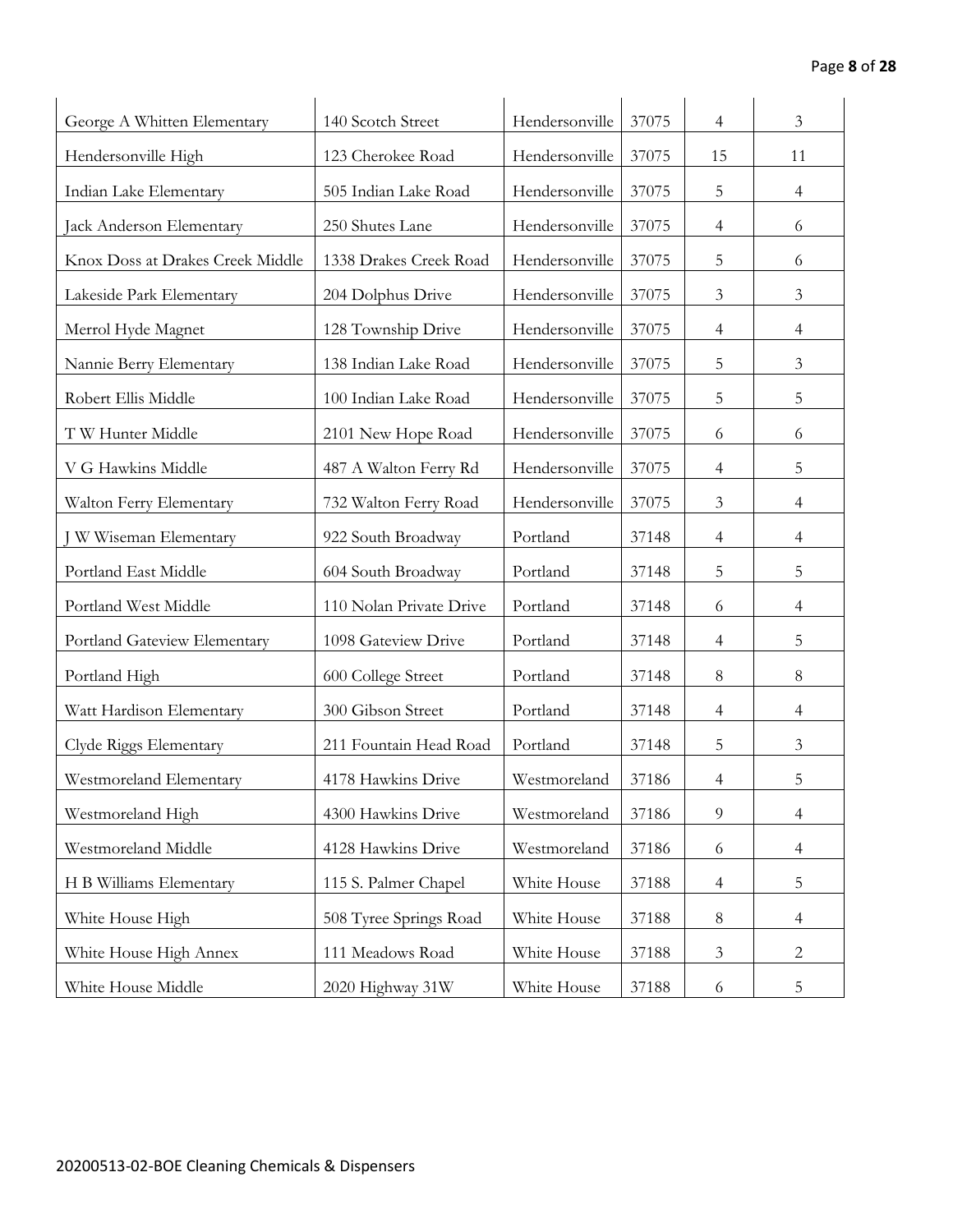| | | | | | |
|---|---|---|---|---|---|
| George A Whitten Elementary | 140 Scotch Street | Hendersonville | 37075 | 4 | 3 |
| Hendersonville High | 123 Cherokee Road | Hendersonville | 37075 | 15 | 11 |
| Indian Lake Elementary | 505 Indian Lake Road | Hendersonville | 37075 | 5 | 4 |
| Jack Anderson Elementary | 250 Shutes Lane | Hendersonville | 37075 | 4 | 6 |
| Knox Doss at Drakes Creek Middle | 1338 Drakes Creek Road | Hendersonville | 37075 | 5 | 6 |
| Lakeside Park Elementary | 204 Dolphus Drive | Hendersonville | 37075 | 3 | 3 |
| Merrol Hyde Magnet | 128 Township Drive | Hendersonville | 37075 | 4 | 4 |
| Nannie Berry Elementary | 138 Indian Lake Road | Hendersonville | 37075 | 5 | 3 |
| Robert Ellis Middle | 100 Indian Lake Road | Hendersonville | 37075 | 5 | 5 |
| T W Hunter Middle | 2101 New Hope Road | Hendersonville | 37075 | 6 | 6 |
| V G Hawkins Middle | 487 A Walton Ferry Rd | Hendersonville | 37075 | 4 | 5 |
| Walton Ferry Elementary | 732 Walton Ferry Road | Hendersonville | 37075 | 3 | 4 |
| J W Wiseman Elementary | 922 South Broadway | Portland | 37148 | 4 | 4 |
| Portland East Middle | 604 South Broadway | Portland | 37148 | 5 | 5 |
| Portland West Middle | 110 Nolan Private Drive | Portland | 37148 | 6 | 4 |
| Portland Gateview Elementary | 1098 Gateview Drive | Portland | 37148 | 4 | 5 |
| Portland High | 600 College Street | Portland | 37148 | 8 | 8 |
| Watt Hardison Elementary | 300 Gibson Street | Portland | 37148 | 4 | 4 |
| Clyde Riggs Elementary | 211 Fountain Head Road | Portland | 37148 | 5 | 3 |
| Westmoreland Elementary | 4178 Hawkins Drive | Westmoreland | 37186 | 4 | 5 |
| Westmoreland High | 4300 Hawkins Drive | Westmoreland | 37186 | 9 | 4 |
| Westmoreland Middle | 4128 Hawkins Drive | Westmoreland | 37186 | 6 | 4 |
| H B Williams Elementary | 115 S. Palmer Chapel | White House | 37188 | 4 | 5 |
| White House High | 508 Tyree Springs Road | White House | 37188 | 8 | 4 |
| White House High Annex | 111 Meadows Road | White House | 37188 | 3 | 2 |
| White House Middle | 2020 Highway 31W | White House | 37188 | 6 | 5 |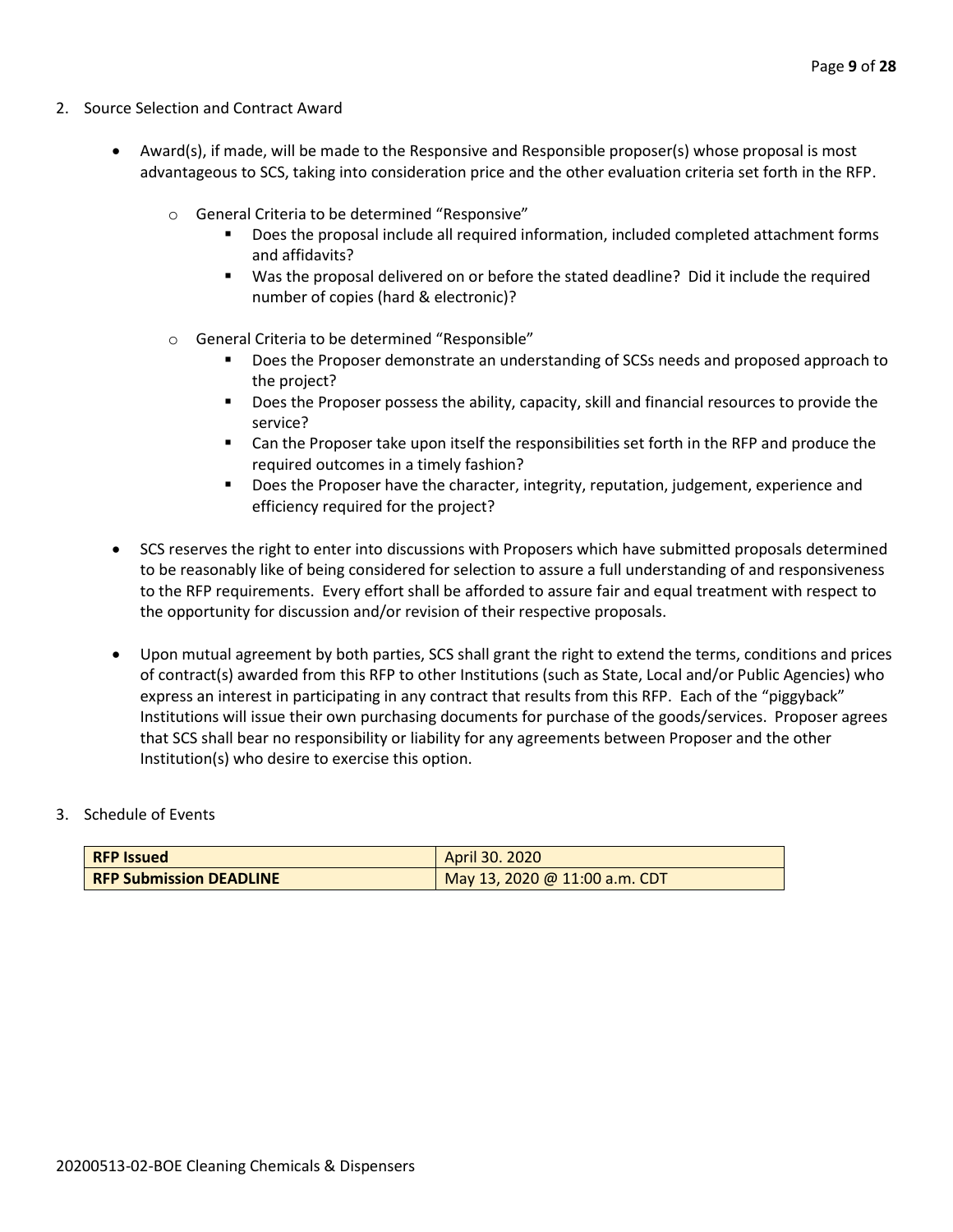2. Source Selection and Contract Award

- Award(s), if made, will be made to the Responsive and Responsible proposer(s) whose proposal is most advantageous to SCS, taking into consideration price and the other evaluation criteria set forth in the RFP.
    - General Criteria to be determined "Responsive"
        - Does the proposal include all required information, included completed attachment forms and affidavits?
        - Was the proposal delivered on or before the stated deadline? Did it include the required number of copies (hard & electronic)?
    - General Criteria to be determined "Responsible"
        - Does the Proposer demonstrate an understanding of SCSs needs and proposed approach to the project?
        - Does the Proposer possess the ability, capacity, skill and financial resources to provide the service?
        - Can the Proposer take upon itself the responsibilities set forth in the RFP and produce the required outcomes in a timely fashion?
        - Does the Proposer have the character, integrity, reputation, judgement, experience and efficiency required for the project?
- SCS reserves the right to enter into discussions with Proposers which have submitted proposals determined to be reasonably like of being considered for selection to assure a full understanding of and responsiveness to the RFP requirements. Every effort shall be afforded to assure fair and equal treatment with respect to the opportunity for discussion and/or revision of their respective proposals.
- Upon mutual agreement by both parties, SCS shall grant the right to extend the terms, conditions and prices of contract(s) awarded from this RFP to other Institutions (such as State, Local and/or Public Agencies) who express an interest in participating in any contract that results from this RFP. Each of the "piggyback" Institutions will issue their own purchasing documents for purchase of the goods/services. Proposer agrees that SCS shall bear no responsibility or liability for any agreements between Proposer and the other Institution(s) who desire to exercise this option.

3. Schedule of Events

| **RFP Issued** | April 30. 2020 |
|---|---|
| **RFP Submission DEADLINE** | May 13, 2020 @ 11:00 a.m. CDT |

20200513-02-BOE Cleaning Chemicals & Dispensers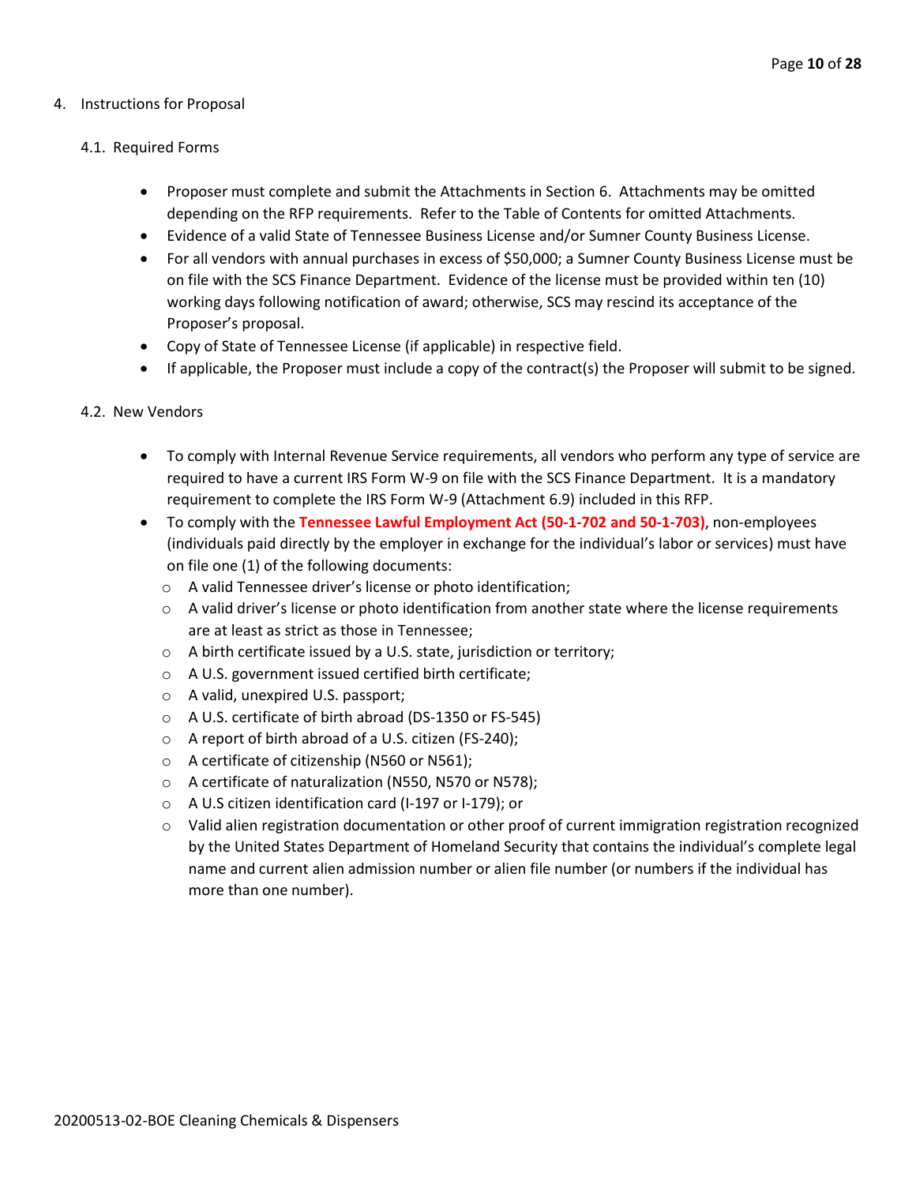## 4. Instructions for Proposal

### 4.1. Required Forms

- Proposer must complete and submit the Attachments in Section 6. Attachments may be omitted depending on the RFP requirements. Refer to the Table of Contents for omitted Attachments.
- Evidence of a valid State of Tennessee Business License and/or Sumner County Business License.
- For all vendors with annual purchases in excess of $50,000; a Sumner County Business License must be on file with the SCS Finance Department. Evidence of the license must be provided within ten (10) working days following notification of award; otherwise, SCS may rescind its acceptance of the Proposer's proposal.
- Copy of State of Tennessee License (if applicable) in respective field.
- If applicable, the Proposer must include a copy of the contract(s) the Proposer will submit to be signed.

### 4.2. New Vendors

- To comply with Internal Revenue Service requirements, all vendors who perform any type of service are required to have a current IRS Form W-9 on file with the SCS Finance Department. It is a mandatory requirement to complete the IRS Form W-9 (Attachment 6.9) included in this RFP.
- To comply with the **Tennessee Lawful Employment Act (50-1-702 and 50-1-703)**, non-employees (individuals paid directly by the employer in exchange for the individual's labor or services) must have on file one (1) of the following documents:
  - A valid Tennessee driver's license or photo identification;
  - A valid driver's license or photo identification from another state where the license requirements are at least as strict as those in Tennessee;
  - A birth certificate issued by a U.S. state, jurisdiction or territory;
  - A U.S. government issued certified birth certificate;
  - A valid, unexpired U.S. passport;
  - A U.S. certificate of birth abroad (DS-1350 or FS-545)
  - A report of birth abroad of a U.S. citizen (FS-240);
  - A certificate of citizenship (N560 or N561);
  - A certificate of naturalization (N550, N570 or N578);
  - A U.S citizen identification card (I-197 or I-179); or
  - Valid alien registration documentation or other proof of current immigration registration recognized by the United States Department of Homeland Security that contains the individual's complete legal name and current alien admission number or alien file number (or numbers if the individual has more than one number).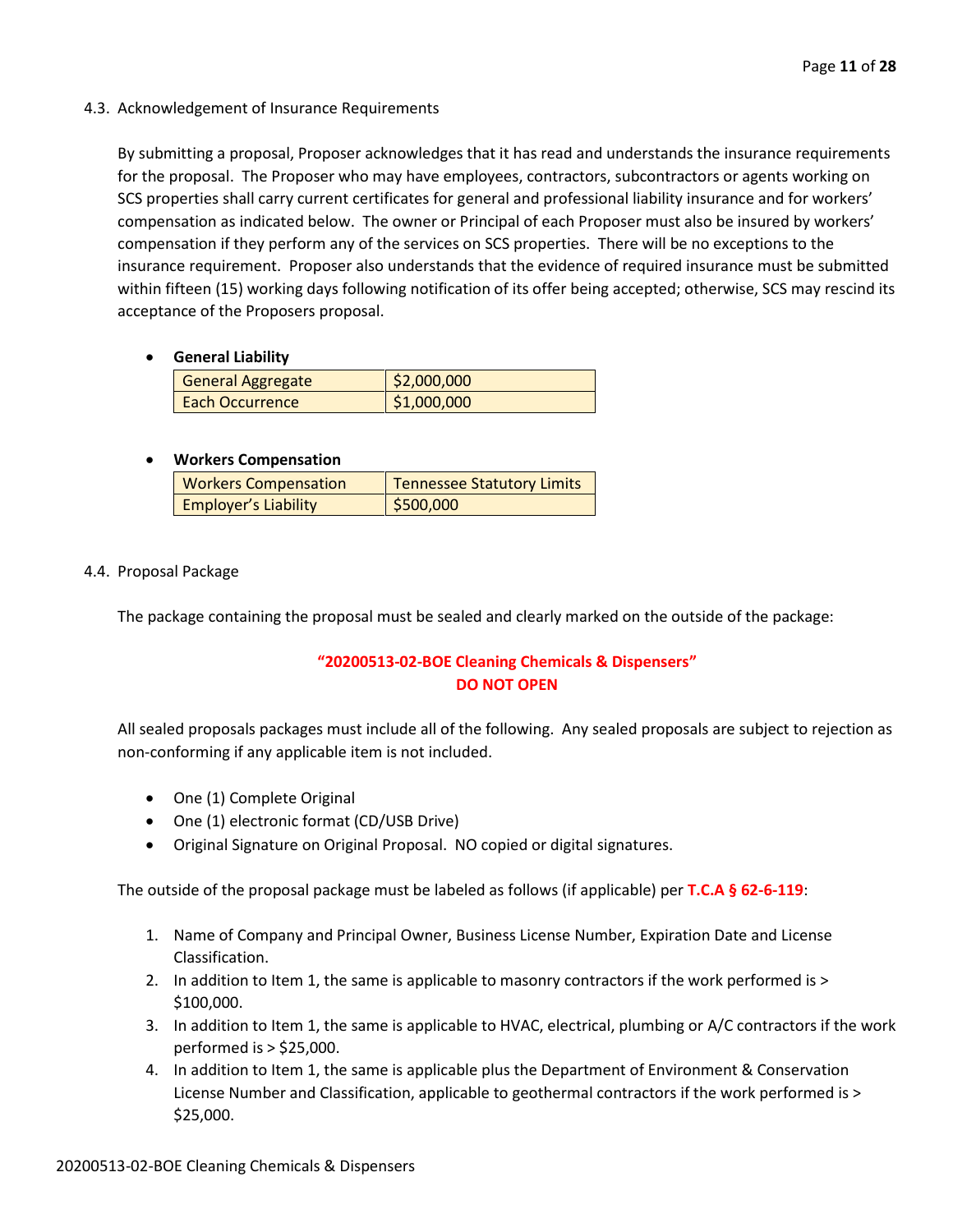### 4.3. Acknowledgement of Insurance Requirements

By submitting a proposal, Proposer acknowledges that it has read and understands the insurance requirements for the proposal. The Proposer who may have employees, contractors, subcontractors or agents working on SCS properties shall carry current certificates for general and professional liability insurance and for workers' compensation as indicated below. The owner or Principal of each Proposer must also be insured by workers' compensation if they perform any of the services on SCS properties. There will be no exceptions to the insurance requirement. Proposer also understands that the evidence of required insurance must be submitted within fifteen (15) working days following notification of its offer being accepted; otherwise, SCS may rescind its acceptance of the Proposers proposal.

- **General Liability**

| General Aggregate | $2,000,000 |
|---|---|
| Each Occurrence | $1,000,000 |

- **Workers Compensation**

| Workers Compensation | Tennessee Statutory Limits |
|---|---|
| Employer's Liability | $500,000 |

### 4.4. Proposal Package

The package containing the proposal must be sealed and clearly marked on the outside of the package:

**"20200513-02-BOE Cleaning Chemicals & Dispensers"**
**DO NOT OPEN**

All sealed proposals packages must include all of the following. Any sealed proposals are subject to rejection as non-conforming if any applicable item is not included.

- One (1) Complete Original
- One (1) electronic format (CD/USB Drive)
- Original Signature on Original Proposal. NO copied or digital signatures.

The outside of the proposal package must be labeled as follows (if applicable) per **T.C.A § 62-6-119**:

1. Name of Company and Principal Owner, Business License Number, Expiration Date and License Classification.
2. In addition to Item 1, the same is applicable to masonry contractors if the work performed is > $100,000.
3. In addition to Item 1, the same is applicable to HVAC, electrical, plumbing or A/C contractors if the work performed is > $25,000.
4. In addition to Item 1, the same is applicable plus the Department of Environment & Conservation License Number and Classification, applicable to geothermal contractors if the work performed is > $25,000.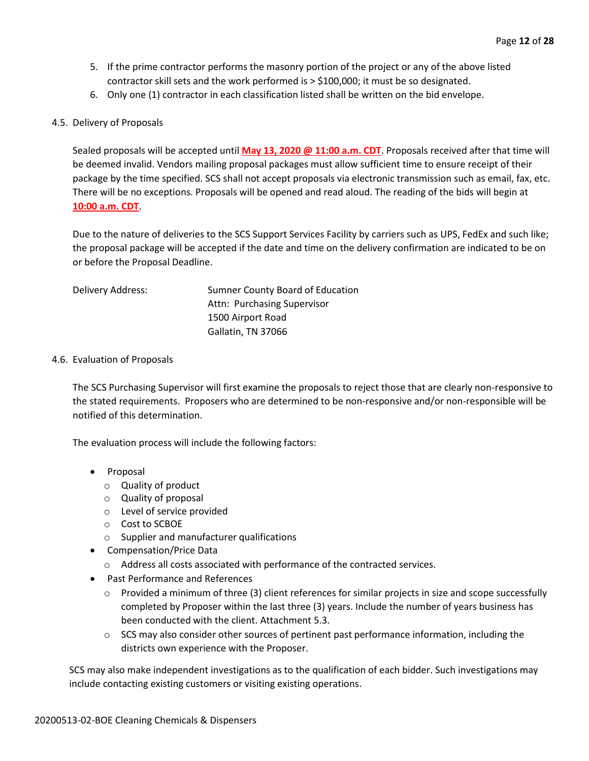5. If the prime contractor performs the masonry portion of the project or any of the above listed contractor skill sets and the work performed is > $100,000; it must be so designated.
6. Only one (1) contractor in each classification listed shall be written on the bid envelope.

## 4.5. Delivery of Proposals

Sealed proposals will be accepted until **May 13, 2020 @ 11:00 a.m. CDT**. Proposals received after that time will be deemed invalid. Vendors mailing proposal packages must allow sufficient time to ensure receipt of their package by the time specified. SCS shall not accept proposals via electronic transmission such as email, fax, etc. There will be no exceptions. Proposals will be opened and read aloud. The reading of the bids will begin at **10:00 a.m. CDT**.

Due to the nature of deliveries to the SCS Support Services Facility by carriers such as UPS, FedEx and such like; the proposal package will be accepted if the date and time on the delivery confirmation are indicated to be on or before the Proposal Deadline.

Delivery Address:

Sumner County Board of Education
Attn: Purchasing Supervisor
1500 Airport Road
Gallatin, TN 37066

## 4.6. Evaluation of Proposals

The SCS Purchasing Supervisor will first examine the proposals to reject those that are clearly non-responsive to the stated requirements. Proposers who are determined to be non-responsive and/or non-responsible will be notified of this determination.

The evaluation process will include the following factors:

- Proposal
  - Quality of product
  - Quality of proposal
  - Level of service provided
  - Cost to SCBOE
  - Supplier and manufacturer qualifications
- Compensation/Price Data
  - Address all costs associated with performance of the contracted services.
- Past Performance and References
  - Provided a minimum of three (3) client references for similar projects in size and scope successfully completed by Proposer within the last three (3) years. Include the number of years business has been conducted with the client. Attachment 5.3.
  - SCS may also consider other sources of pertinent past performance information, including the districts own experience with the Proposer.

SCS may also make independent investigations as to the qualification of each bidder. Such investigations may include contacting existing customers or visiting existing operations.

20200513-02-BOE Cleaning Chemicals & Dispensers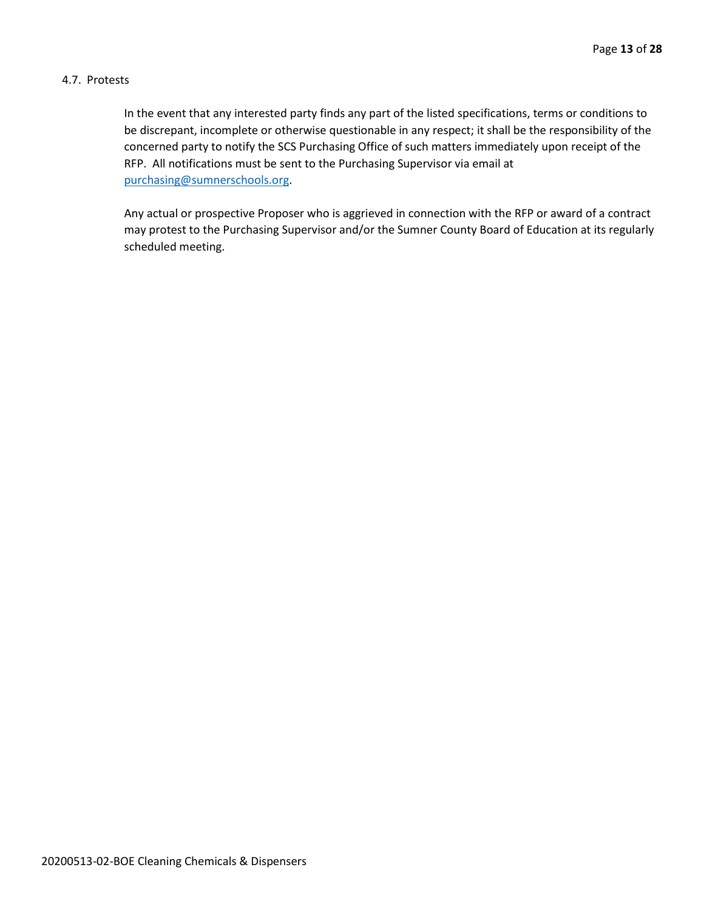### 4.7. Protests

In the event that any interested party finds any part of the listed specifications, terms or conditions to be discrepant, incomplete or otherwise questionable in any respect; it shall be the responsibility of the concerned party to notify the SCS Purchasing Office of such matters immediately upon receipt of the RFP. All notifications must be sent to the Purchasing Supervisor via email at purchasing@sumnerschools.org.

Any actual or prospective Proposer who is aggrieved in connection with the RFP or award of a contract may protest to the Purchasing Supervisor and/or the Sumner County Board of Education at its regularly scheduled meeting.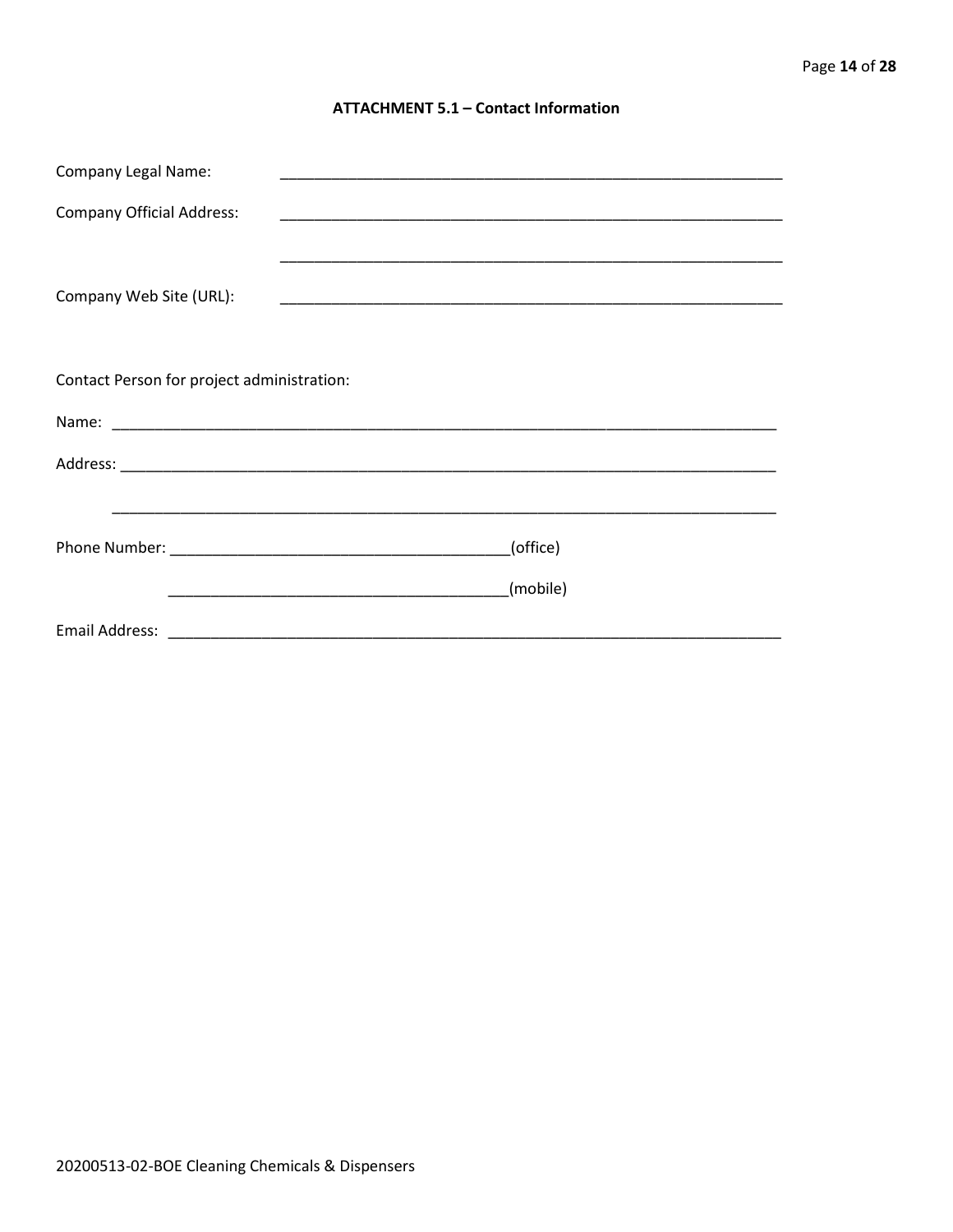### ATTACHMENT 5.1 – Contact Information

Company Legal Name: ____________________________________________________________

Company Official Address: ____________________________________________________________

____________________________________________________________

Company Web Site (URL): ____________________________________________________________

Contact Person for project administration:

Name: ________________________________________________________________________________

Address: ______________________________________________________________________________

______________________________________________________________________________

Phone Number: ________________________________________(office)

________________________________________(mobile)

Email Address: ___________________________________________________________________________

20200513-02-BOE Cleaning Chemicals & Dispensers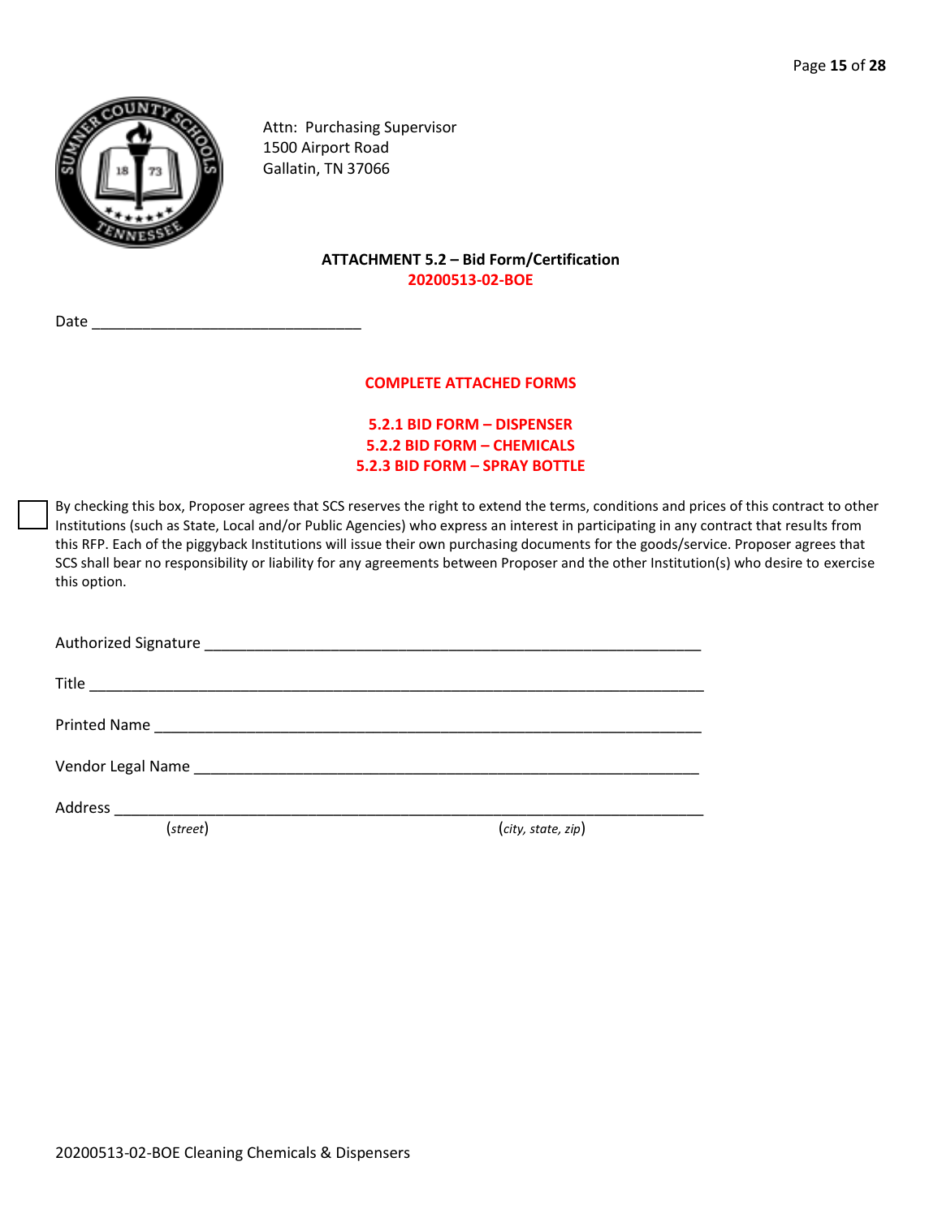Attn: Purchasing Supervisor
1500 Airport Road
Gallatin, TN 37066

**ATTACHMENT 5.2 – Bid Form/Certification**
**20200513-02-BOE**

Date ________________________________

**COMPLETE ATTACHED FORMS**

**5.2.1 BID FORM – DISPENSER**
**5.2.2 BID FORM – CHEMICALS**
**5.2.3 BID FORM – SPRAY BOTTLE**

☐ By checking this box, Proposer agrees that SCS reserves the right to extend the terms, conditions and prices of this contract to other Institutions (such as State, Local and/or Public Agencies) who express an interest in participating in any contract that results from this RFP. Each of the piggyback Institutions will issue their own purchasing documents for the goods/service. Proposer agrees that SCS shall bear no responsibility or liability for any agreements between Proposer and the other Institution(s) who desire to exercise this option.

Authorized Signature ____________________________________________________________

Title ______________________________________________________________________

Printed Name _______________________________________________________________

Vendor Legal Name ___________________________________________________________

Address ____________________________________________________________________
(*street*) (*city, state, zip*)

20200513-02-BOE Cleaning Chemicals & Dispensers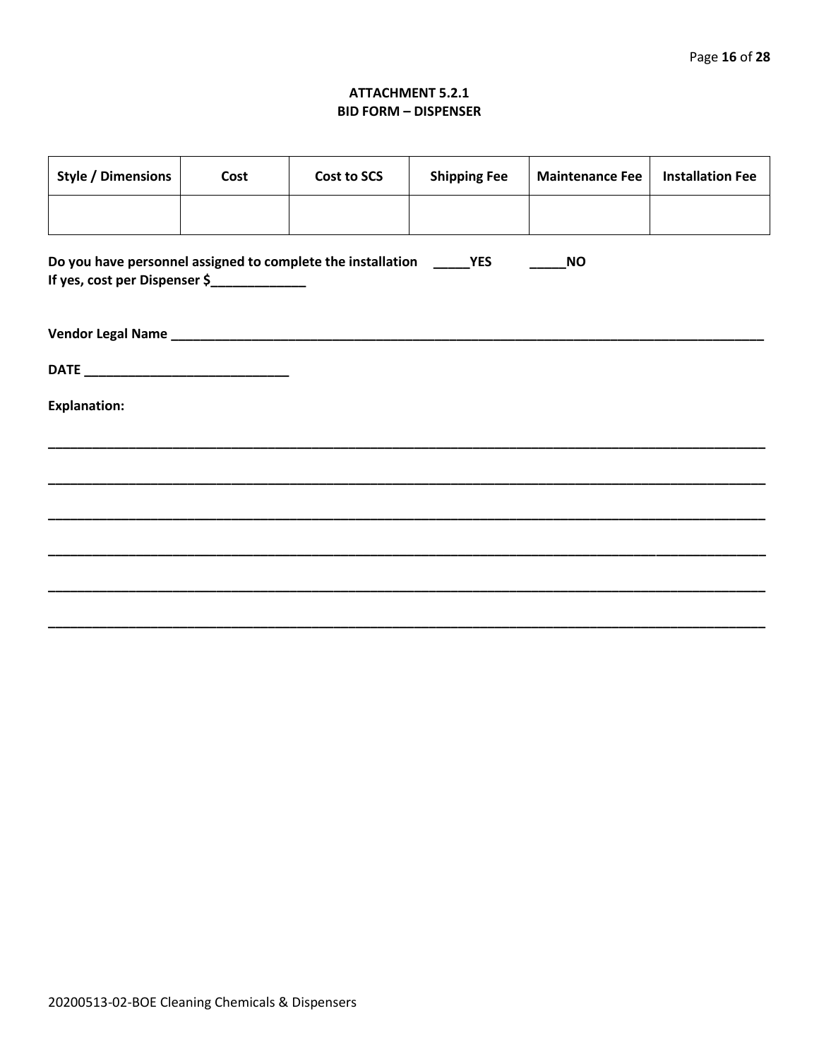# ATTACHMENT 5.2.1
## BID FORM – DISPENSER

| Style / Dimensions | Cost | Cost to SCS | Shipping Fee | Maintenance Fee | Installation Fee |
|---|---|---|---|---|---|
| | | | | | |

**Do you have personnel assigned to complete the installation _____YES _____NO**
**If yes, cost per Dispenser $_____________**

**Vendor Legal Name ___________________________________________________________________________________**

**DATE ____________________________**

**Explanation:**

_____________________________________________________________________________________________________

_____________________________________________________________________________________________________

_____________________________________________________________________________________________________

_____________________________________________________________________________________________________

_____________________________________________________________________________________________________

_____________________________________________________________________________________________________

20200513-02-BOE Cleaning Chemicals & Dispensers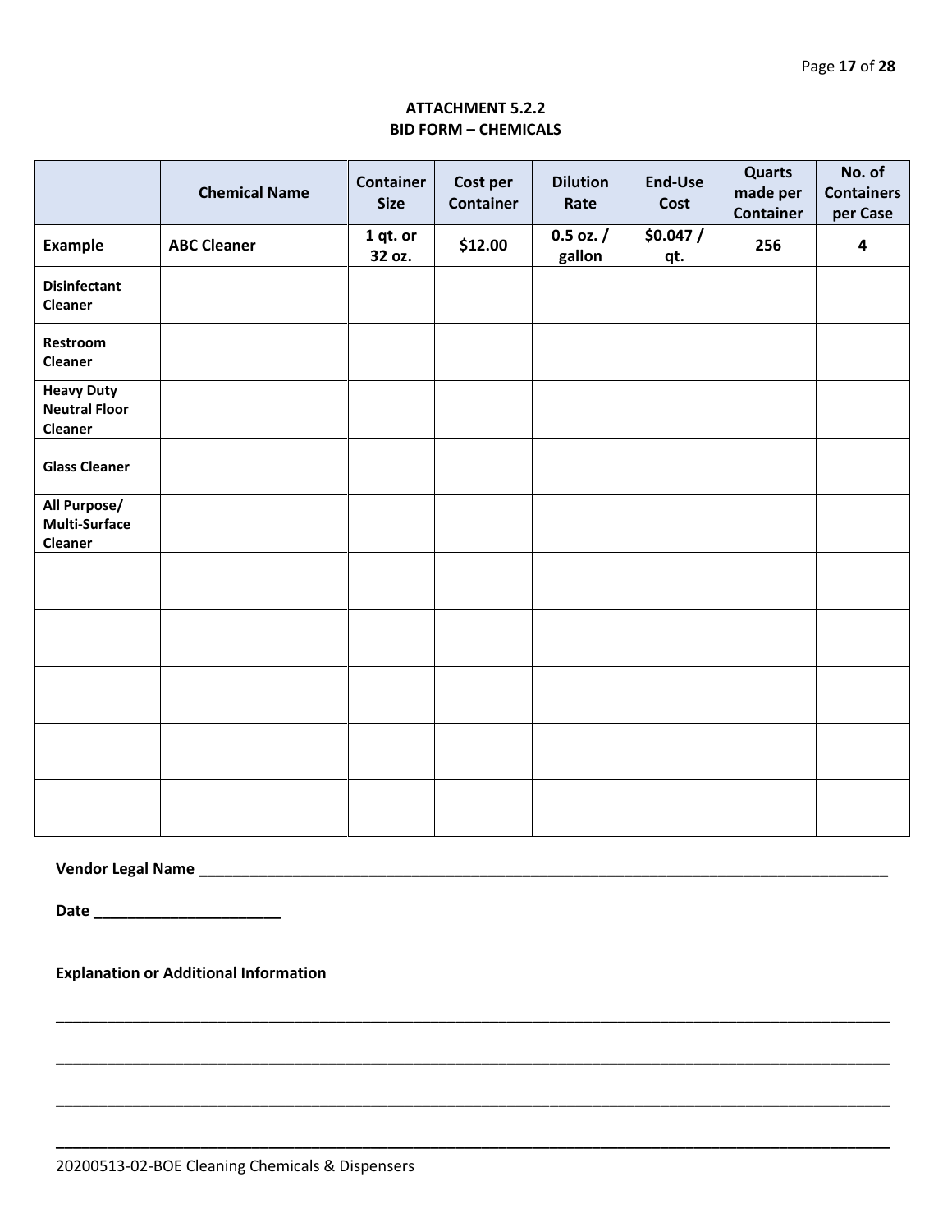**ATTACHMENT 5.2.2**
**BID FORM – CHEMICALS**

| | Chemical Name | Container Size | Cost per Container | Dilution Rate | End-Use Cost | Quarts made per Container | No. of Containers per Case |
|---|---|---|---|---|---|---|---|
| **Example** | **ABC Cleaner** | **1 qt. or 32 oz.** | **$12.00** | **0.5 oz. / gallon** | **$0.047 / qt.** | **256** | **4** |
| **Disinfectant Cleaner** | | | | | | | |
| **Restroom Cleaner** | | | | | | | |
| **Heavy Duty Neutral Floor Cleaner** | | | | | | | |
| **Glass Cleaner** | | | | | | | |
| **All Purpose/ Multi-Surface Cleaner** | | | | | | | |
| | | | | | | | |
| | | | | | | | |
| | | | | | | | |
| | | | | | | | |
| | | | | | | | |

**Vendor Legal Name** ______________________________________________________________________________

**Date** ______________________

**Explanation or Additional Information**

___________________________________________________________________________________________

___________________________________________________________________________________________

___________________________________________________________________________________________

___________________________________________________________________________________________

20200513-02-BOE Cleaning Chemicals & Dispensers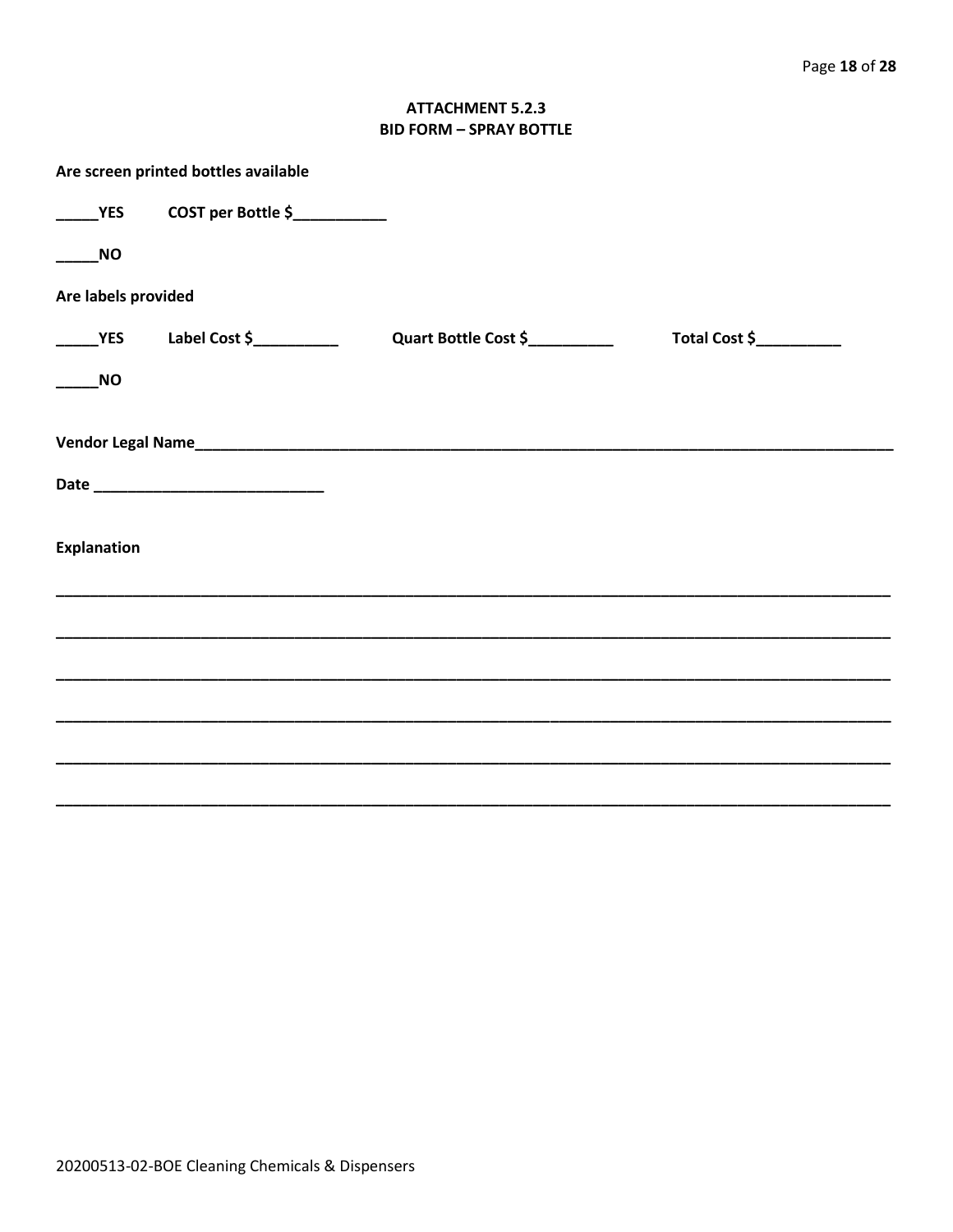## ATTACHMENT 5.2.3
## BID FORM – SPRAY BOTTLE

**Are screen printed bottles available**

**_____YES  COST per Bottle $___________**

**_____NO**

**Are labels provided**

**_____YES  Label Cost $__________  Quart Bottle Cost $__________  Total Cost $__________**

**_____NO**

**Vendor Legal Name_____________________________________________________________________________________**

**Date ___________________________**

**Explanation**

_____________________________________________________________________________________________________

_____________________________________________________________________________________________________

_____________________________________________________________________________________________________

_____________________________________________________________________________________________________

_____________________________________________________________________________________________________

_____________________________________________________________________________________________________

20200513-02-BOE Cleaning Chemicals & Dispensers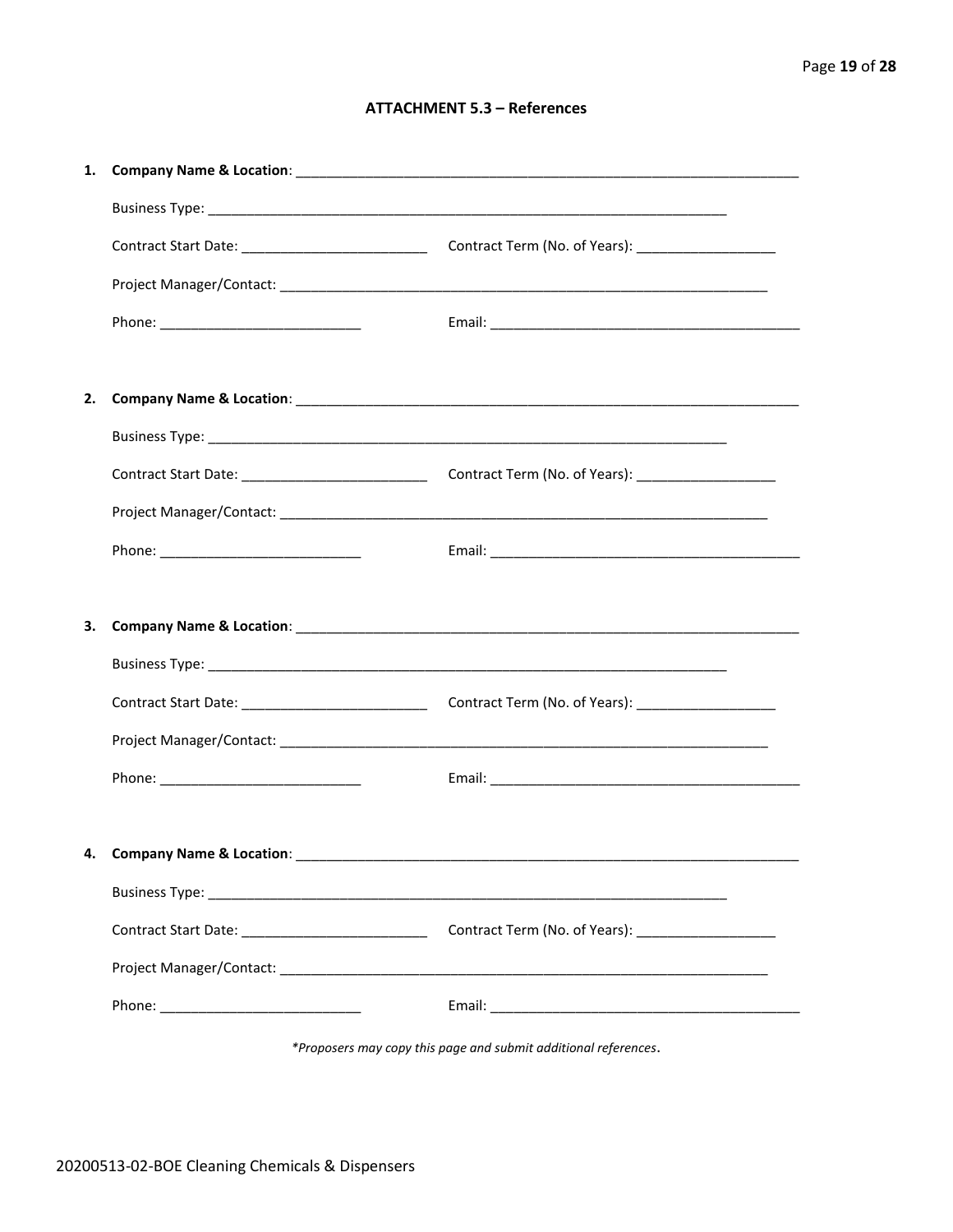## ATTACHMENT 5.3 – References

1. **Company Name & Location**: ______________________________________________

   Business Type: ______________________________________________

   Contract Start Date: ________________________ Contract Term (No. of Years): __________________

   Project Manager/Contact: ______________________________________________

   Phone: __________________________ Email: ________________________________________

2. **Company Name & Location**: ______________________________________________

   Business Type: ______________________________________________

   Contract Start Date: ________________________ Contract Term (No. of Years): __________________

   Project Manager/Contact: ______________________________________________

   Phone: __________________________ Email: ________________________________________

3. **Company Name & Location**: ______________________________________________

   Business Type: ______________________________________________

   Contract Start Date: ________________________ Contract Term (No. of Years): __________________

   Project Manager/Contact: ______________________________________________

   Phone: __________________________ Email: ________________________________________

4. **Company Name & Location**: ______________________________________________

   Business Type: ______________________________________________

   Contract Start Date: ________________________ Contract Term (No. of Years): __________________

   Project Manager/Contact: ______________________________________________

   Phone: __________________________ Email: ________________________________________

*\*Proposers may copy this page and submit additional references*.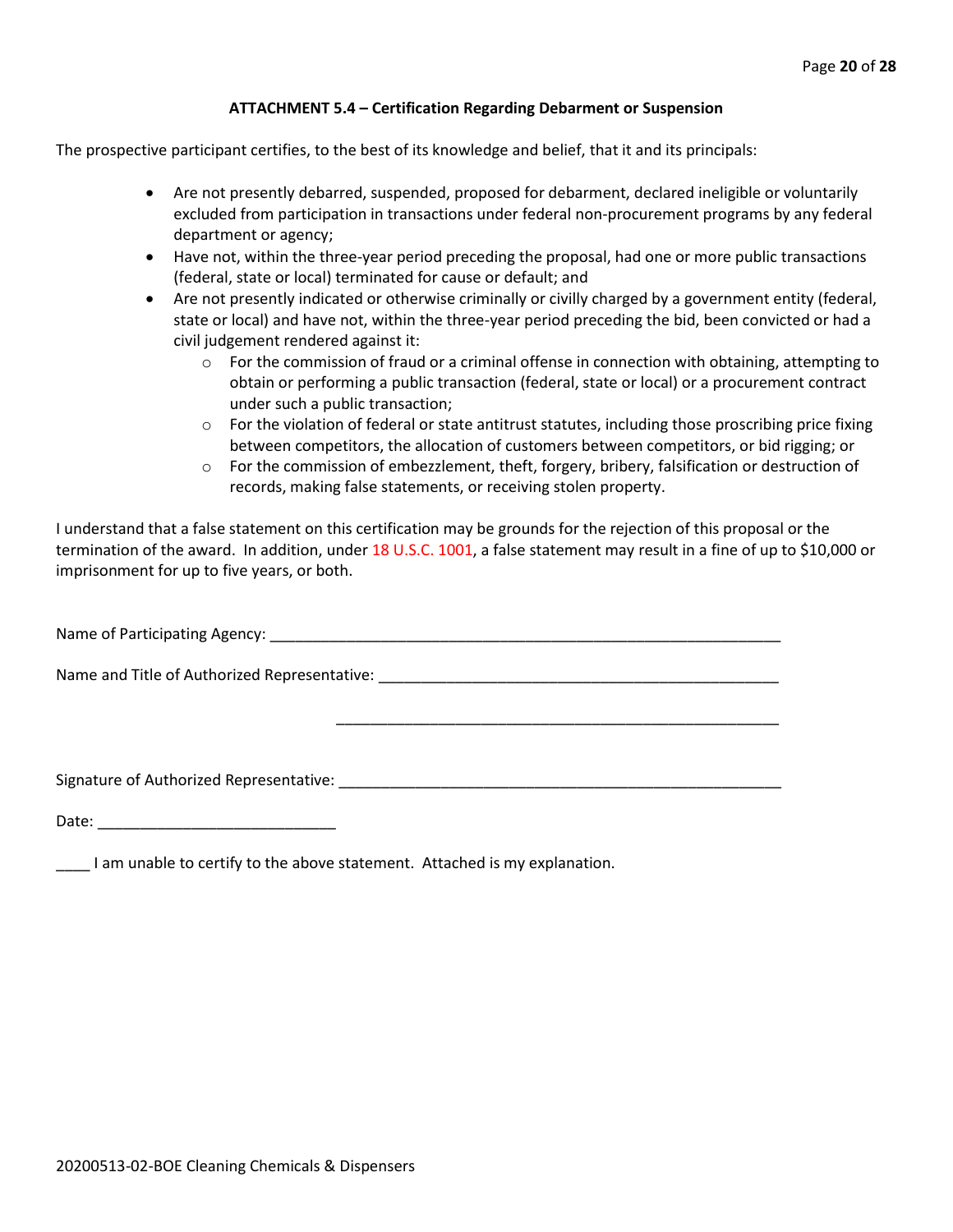### ATTACHMENT 5.4 – Certification Regarding Debarment or Suspension

The prospective participant certifies, to the best of its knowledge and belief, that it and its principals:

- Are not presently debarred, suspended, proposed for debarment, declared ineligible or voluntarily excluded from participation in transactions under federal non-procurement programs by any federal department or agency;
- Have not, within the three-year period preceding the proposal, had one or more public transactions (federal, state or local) terminated for cause or default; and
- Are not presently indicated or otherwise criminally or civilly charged by a government entity (federal, state or local) and have not, within the three-year period preceding the bid, been convicted or had a civil judgement rendered against it:
    - For the commission of fraud or a criminal offense in connection with obtaining, attempting to obtain or performing a public transaction (federal, state or local) or a procurement contract under such a public transaction;
    - For the violation of federal or state antitrust statutes, including those proscribing price fixing between competitors, the allocation of customers between competitors, or bid rigging; or
    - For the commission of embezzlement, theft, forgery, bribery, falsification or destruction of records, making false statements, or receiving stolen property.

I understand that a false statement on this certification may be grounds for the rejection of this proposal or the termination of the award. In addition, under 18 U.S.C. 1001, a false statement may result in a fine of up to $10,000 or imprisonment for up to five years, or both.

Name of Participating Agency: _______________________________________________________________

Name and Title of Authorized Representative: ___________________________________________________

_____________________________________________________

Signature of Authorized Representative: _______________________________________________________

Date: ____________________________

____ I am unable to certify to the above statement. Attached is my explanation.

20200513-02-BOE Cleaning Chemicals & Dispensers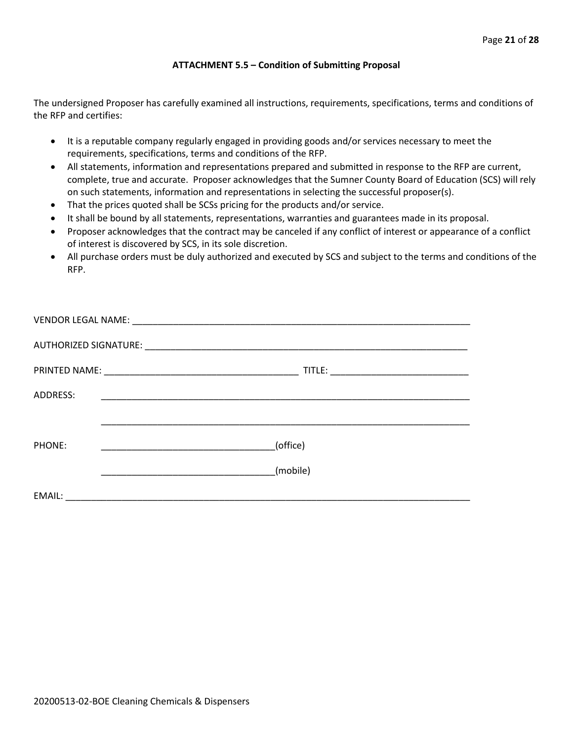### ATTACHMENT 5.5 – Condition of Submitting Proposal

The undersigned Proposer has carefully examined all instructions, requirements, specifications, terms and conditions of the RFP and certifies:

- It is a reputable company regularly engaged in providing goods and/or services necessary to meet the requirements, specifications, terms and conditions of the RFP.
- All statements, information and representations prepared and submitted in response to the RFP are current, complete, true and accurate. Proposer acknowledges that the Sumner County Board of Education (SCS) will rely on such statements, information and representations in selecting the successful proposer(s).
- That the prices quoted shall be SCSs pricing for the products and/or service.
- It shall be bound by all statements, representations, warranties and guarantees made in its proposal.
- Proposer acknowledges that the contract may be canceled if any conflict of interest or appearance of a conflict of interest is discovered by SCS, in its sole discretion.
- All purchase orders must be duly authorized and executed by SCS and subject to the terms and conditions of the RFP.

VENDOR LEGAL NAME: ______________________________________________________________________

AUTHORIZED SIGNATURE: __________________________________________________________________

PRINTED NAME: _______________________________________ TITLE: ___________________________

ADDRESS: ___________________________________________________________________________

___________________________________________________________________________

PHONE: __________________________________(office)

__________________________________(mobile)

EMAIL: _______________________________________________________________________________

20200513-02-BOE Cleaning Chemicals & Dispensers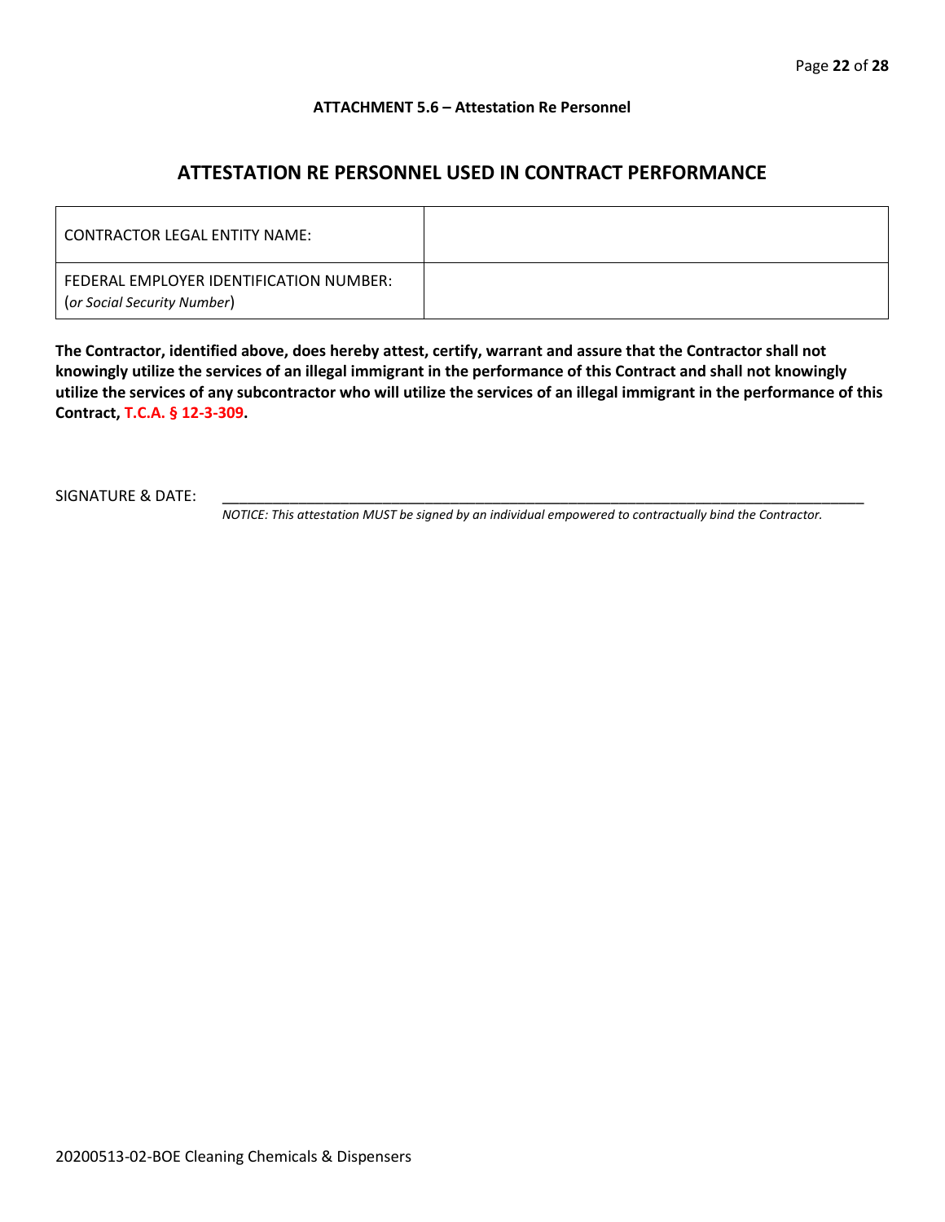**ATTACHMENT 5.6 – Attestation Re Personnel**

## ATTESTATION RE PERSONNEL USED IN CONTRACT PERFORMANCE

| CONTRACTOR LEGAL ENTITY NAME: | |
|---|---|
| FEDERAL EMPLOYER IDENTIFICATION NUMBER: (*or Social Security Number*) | |

**The Contractor, identified above, does hereby attest, certify, warrant and assure that the Contractor shall not knowingly utilize the services of an illegal immigrant in the performance of this Contract and shall not knowingly utilize the services of any subcontractor who will utilize the services of an illegal immigrant in the performance of this Contract, T.C.A. § 12-3-309.**

SIGNATURE & DATE: ______________________________________________________________

*NOTICE: This attestation MUST be signed by an individual empowered to contractually bind the Contractor.*

20200513-02-BOE Cleaning Chemicals & Dispensers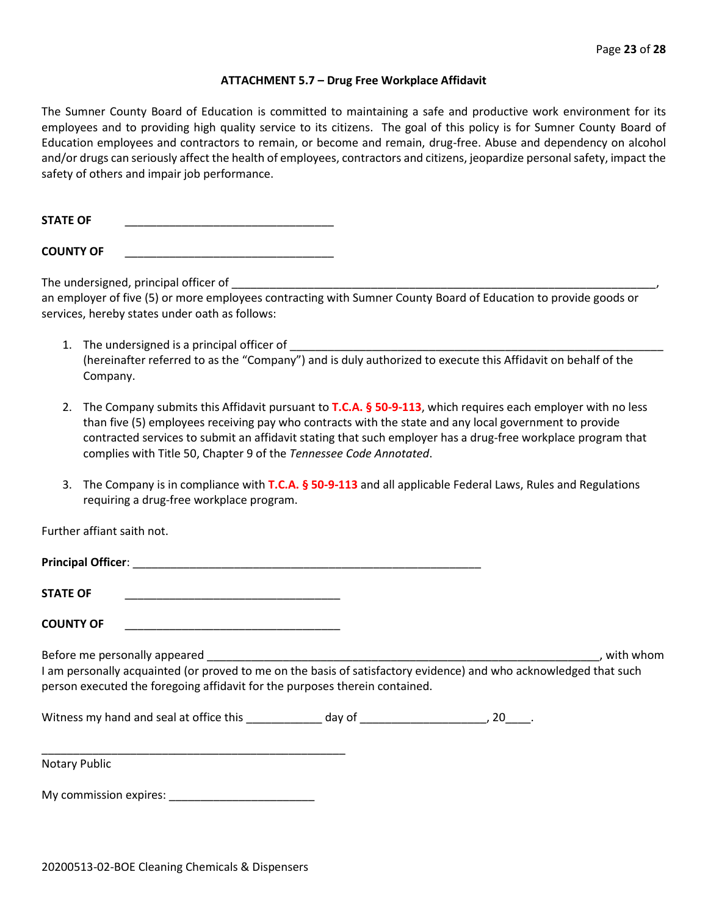### ATTACHMENT 5.7 – Drug Free Workplace Affidavit

The Sumner County Board of Education is committed to maintaining a safe and productive work environment for its employees and to providing high quality service to its citizens. The goal of this policy is for Sumner County Board of Education employees and contractors to remain, or become and remain, drug-free. Abuse and dependency on alcohol and/or drugs can seriously affect the health of employees, contractors and citizens, jeopardize personal safety, impact the safety of others and impair job performance.

**STATE OF** ________________________________

**COUNTY OF** ________________________________

The undersigned, principal officer of ________________________________________________________________, an employer of five (5) or more employees contracting with Sumner County Board of Education to provide goods or services, hereby states under oath as follows:

1. The undersigned is a principal officer of ________________________________________________________ (hereinafter referred to as the "Company") and is duly authorized to execute this Affidavit on behalf of the Company.

2. The Company submits this Affidavit pursuant to **T.C.A. § 50-9-113**, which requires each employer with no less than five (5) employees receiving pay who contracts with the state and any local government to provide contracted services to submit an affidavit stating that such employer has a drug-free workplace program that complies with Title 50, Chapter 9 of the *Tennessee Code Annotated*.

3. The Company is in compliance with **T.C.A. § 50-9-113** and all applicable Federal Laws, Rules and Regulations requiring a drug-free workplace program.

Further affiant saith not.

**Principal Officer**: ______________________________________________________

**STATE OF** _________________________________

**COUNTY OF** _________________________________

Before me personally appeared ____________________________________________________________, with whom I am personally acquainted (or proved to me on the basis of satisfactory evidence) and who acknowledged that such person executed the foregoing affidavit for the purposes therein contained.

Witness my hand and seal at office this ____________ day of ___________________, 20____.

______________________________________________

Notary Public

My commission expires: ______________________

20200513-02-BOE Cleaning Chemicals & Dispensers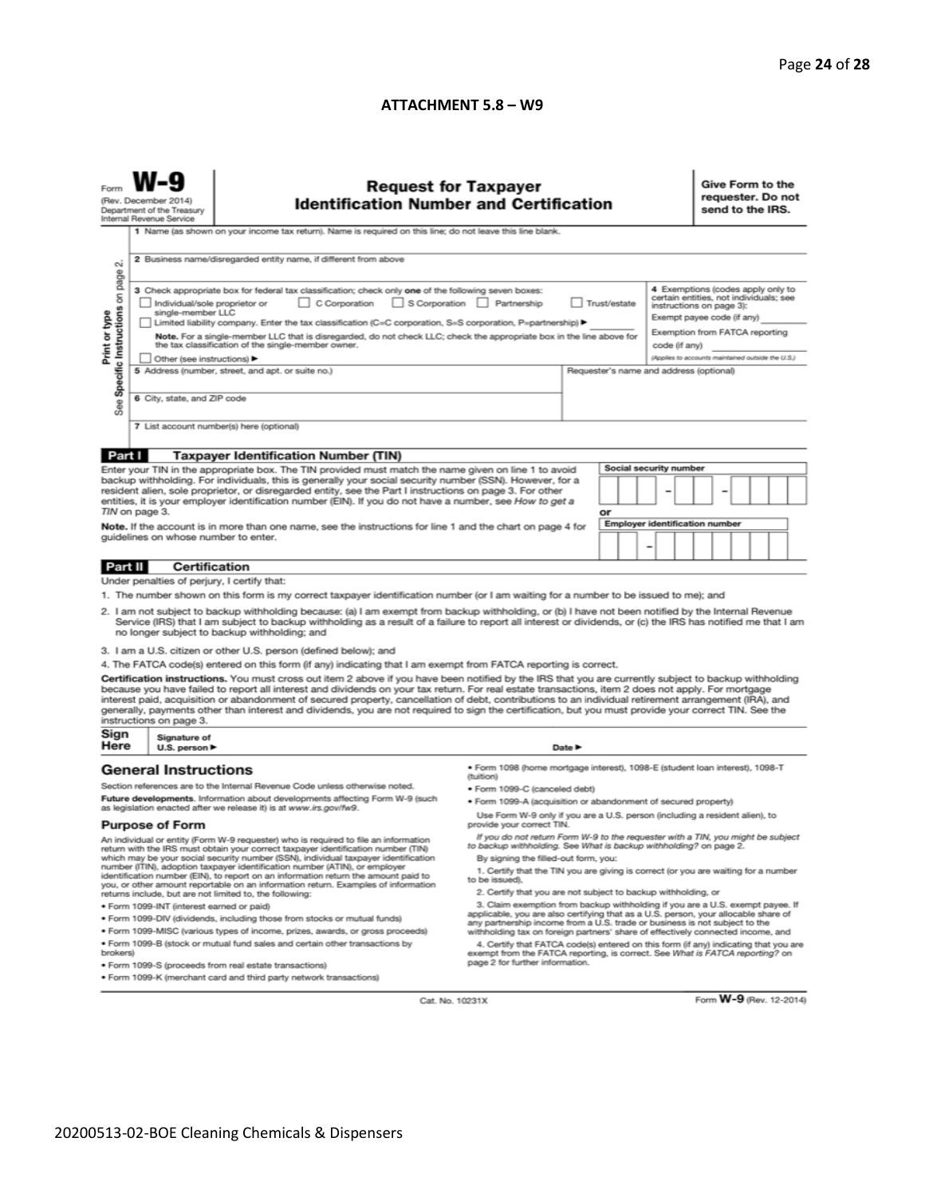## ATTACHMENT 5.8 – W9

Form **W-9**
(Rev. December 2014)
Department of the Treasury
Internal Revenue Service

# Request for Taxpayer Identification Number and Certification

**Give Form to the requester. Do not send to the IRS.**

Print or type
See **Specific Instructions** on page 2.

1 Name (as shown on your income tax return). Name is required on this line; do not leave this line blank.

2 Business name/disregarded entity name, if different from above

3 Check appropriate box for federal tax classification; check only **one** of the following seven boxes:

☐ Individual/sole proprietor or single-member LLC ☐ C Corporation ☐ S Corporation ☐ Partnership ☐ Trust/estate

☐ Limited liability company. Enter the tax classification (C=C corporation, S=S corporation, P=partnership) ► ________

**Note.** For a single-member LLC that is disregarded, do not check LLC; check the appropriate box in the line above for the tax classification of the single-member owner.

☐ Other (see instructions) ►

4 Exemptions (codes apply only to certain entities, not individuals; see instructions on page 3):

Exempt payee code (if any) ________

Exemption from FATCA reporting code (if any) ________

*(Applies to accounts maintained outside the U.S.)*

5 Address (number, street, and apt. or suite no.)

Requester's name and address (optional)

6 City, state, and ZIP code

7 List account number(s) here (optional)

### Part I Taxpayer Identification Number (TIN)

Enter your TIN in the appropriate box. The TIN provided must match the name given on line 1 to avoid backup withholding. For individuals, this is generally your social security number (SSN). However, for a resident alien, sole proprietor, or disregarded entity, see the Part I instructions on page 3. For other entities, it is your employer identification number (EIN). If you do not have a number, see *How to get a TIN* on page 3.

**Note.** If the account is in more than one name, see the instructions for line 1 and the chart on page 4 for guidelines on whose number to enter.

**Social security number**

[ ][ ][ ] – [ ][ ] – [ ][ ][ ][ ]

or

**Employer identification number**

[ ][ ] – [ ][ ][ ][ ][ ][ ][ ]

### Part II Certification

Under penalties of perjury, I certify that:

1. The number shown on this form is my correct taxpayer identification number (or I am waiting for a number to be issued to me); and
2. I am not subject to backup withholding because: (a) I am exempt from backup withholding, or (b) I have not been notified by the Internal Revenue Service (IRS) that I am subject to backup withholding as a result of a failure to report all interest or dividends, or (c) the IRS has notified me that I am no longer subject to backup withholding; and
3. I am a U.S. citizen or other U.S. person (defined below); and
4. The FATCA code(s) entered on this form (if any) indicating that I am exempt from FATCA reporting is correct.

**Certification instructions.** You must cross out item 2 above if you have been notified by the IRS that you are currently subject to backup withholding because you have failed to report all interest and dividends on your tax return. For real estate transactions, item 2 does not apply. For mortgage interest paid, acquisition or abandonment of secured property, cancellation of debt, contributions to an individual retirement arrangement (IRA), and generally, payments other than interest and dividends, you are not required to sign the certification, but you must provide your correct TIN. See the instructions on page 3.

**Sign Here** Signature of U.S. person ► Date ►

## General Instructions

Section references are to the Internal Revenue Code unless otherwise noted.

**Future developments.** Information about developments affecting Form W-9 (such as legislation enacted after we release it) is at *www.irs.gov/fw9*.

### Purpose of Form

An individual or entity (Form W-9 requester) who is required to file an information return with the IRS must obtain your correct taxpayer identification number (TIN) which may be your social security number (SSN), individual taxpayer identification number (ITIN), adoption taxpayer identification number (ATIN), or employer identification number (EIN), to report on an information return the amount paid to you, or other amount reportable on an information return. Examples of information returns include, but are not limited to, the following:

- Form 1099-INT (interest earned or paid)
- Form 1099-DIV (dividends, including those from stocks or mutual funds)
- Form 1099-MISC (various types of income, prizes, awards, or gross proceeds)
- Form 1099-B (stock or mutual fund sales and certain other transactions by brokers)
- Form 1099-S (proceeds from real estate transactions)
- Form 1099-K (merchant card and third party network transactions)
- Form 1098 (home mortgage interest), 1098-E (student loan interest), 1098-T (tuition)
- Form 1099-C (canceled debt)
- Form 1099-A (acquisition or abandonment of secured property)

Use Form W-9 only if you are a U.S. person (including a resident alien), to provide your correct TIN.

*If you do not return Form W-9 to the requester with a TIN, you might be subject to backup withholding. See What is backup withholding? on page 2.*

By signing the filled-out form, you:

1. Certify that the TIN you are giving is correct (or you are waiting for a number to be issued),
2. Certify that you are not subject to backup withholding, or
3. Claim exemption from backup withholding if you are a U.S. exempt payee. If applicable, you are also certifying that as a U.S. person, your allocable share of any partnership income from a U.S. trade or business is not subject to the withholding tax on foreign partners' share of effectively connected income, and
4. Certify that FATCA code(s) entered on this form (if any) indicating that you are exempt from the FATCA reporting, is correct. See *What is FATCA reporting?* on page 2 for further information.

Cat. No. 10231X Form **W-9** (Rev. 12-2014)

20200513-02-BOE Cleaning Chemicals & Dispensers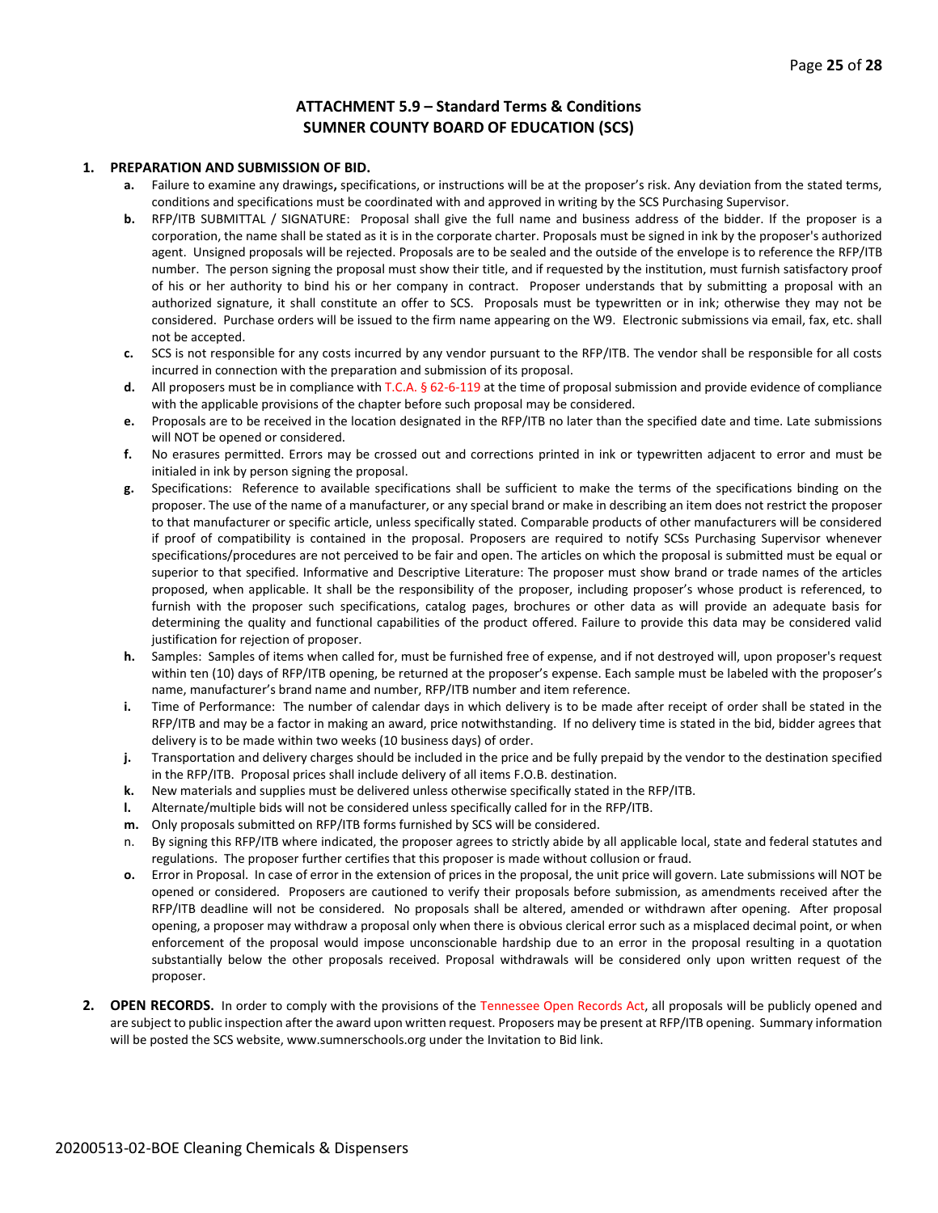## ATTACHMENT 5.9 – Standard Terms & Conditions
## SUMNER COUNTY BOARD OF EDUCATION (SCS)

1. **PREPARATION AND SUBMISSION OF BID.**
   - **a.** Failure to examine any drawings**,** specifications, or instructions will be at the proposer's risk. Any deviation from the stated terms, conditions and specifications must be coordinated with and approved in writing by the SCS Purchasing Supervisor.
   - **b.** RFP/ITB SUBMITTAL / SIGNATURE: Proposal shall give the full name and business address of the bidder. If the proposer is a corporation, the name shall be stated as it is in the corporate charter. Proposals must be signed in ink by the proposer's authorized agent. Unsigned proposals will be rejected. Proposals are to be sealed and the outside of the envelope is to reference the RFP/ITB number. The person signing the proposal must show their title, and if requested by the institution, must furnish satisfactory proof of his or her authority to bind his or her company in contract. Proposer understands that by submitting a proposal with an authorized signature, it shall constitute an offer to SCS. Proposals must be typewritten or in ink; otherwise they may not be considered. Purchase orders will be issued to the firm name appearing on the W9. Electronic submissions via email, fax, etc. shall not be accepted.
   - **c.** SCS is not responsible for any costs incurred by any vendor pursuant to the RFP/ITB. The vendor shall be responsible for all costs incurred in connection with the preparation and submission of its proposal.
   - **d.** All proposers must be in compliance with T.C.A. § 62-6-119 at the time of proposal submission and provide evidence of compliance with the applicable provisions of the chapter before such proposal may be considered.
   - **e.** Proposals are to be received in the location designated in the RFP/ITB no later than the specified date and time. Late submissions will NOT be opened or considered.
   - **f.** No erasures permitted. Errors may be crossed out and corrections printed in ink or typewritten adjacent to error and must be initialed in ink by person signing the proposal.
   - **g.** Specifications: Reference to available specifications shall be sufficient to make the terms of the specifications binding on the proposer. The use of the name of a manufacturer, or any special brand or make in describing an item does not restrict the proposer to that manufacturer or specific article, unless specifically stated. Comparable products of other manufacturers will be considered if proof of compatibility is contained in the proposal. Proposers are required to notify SCSs Purchasing Supervisor whenever specifications/procedures are not perceived to be fair and open. The articles on which the proposal is submitted must be equal or superior to that specified. Informative and Descriptive Literature: The proposer must show brand or trade names of the articles proposed, when applicable. It shall be the responsibility of the proposer, including proposer's whose product is referenced, to furnish with the proposer such specifications, catalog pages, brochures or other data as will provide an adequate basis for determining the quality and functional capabilities of the product offered. Failure to provide this data may be considered valid justification for rejection of proposer.
   - **h.** Samples: Samples of items when called for, must be furnished free of expense, and if not destroyed will, upon proposer's request within ten (10) days of RFP/ITB opening, be returned at the proposer's expense. Each sample must be labeled with the proposer's name, manufacturer's brand name and number, RFP/ITB number and item reference.
   - **i.** Time of Performance: The number of calendar days in which delivery is to be made after receipt of order shall be stated in the RFP/ITB and may be a factor in making an award, price notwithstanding. If no delivery time is stated in the bid, bidder agrees that delivery is to be made within two weeks (10 business days) of order.
   - **j.** Transportation and delivery charges should be included in the price and be fully prepaid by the vendor to the destination specified in the RFP/ITB. Proposal prices shall include delivery of all items F.O.B. destination.
   - **k.** New materials and supplies must be delivered unless otherwise specifically stated in the RFP/ITB.
   - **l.** Alternate/multiple bids will not be considered unless specifically called for in the RFP/ITB.
   - **m.** Only proposals submitted on RFP/ITB forms furnished by SCS will be considered.
   - n. By signing this RFP/ITB where indicated, the proposer agrees to strictly abide by all applicable local, state and federal statutes and regulations. The proposer further certifies that this proposer is made without collusion or fraud.
   - **o.** Error in Proposal. In case of error in the extension of prices in the proposal, the unit price will govern. Late submissions will NOT be opened or considered. Proposers are cautioned to verify their proposals before submission, as amendments received after the RFP/ITB deadline will not be considered. No proposals shall be altered, amended or withdrawn after opening. After proposal opening, a proposer may withdraw a proposal only when there is obvious clerical error such as a misplaced decimal point, or when enforcement of the proposal would impose unconscionable hardship due to an error in the proposal resulting in a quotation substantially below the other proposals received. Proposal withdrawals will be considered only upon written request of the proposer.

2. **OPEN RECORDS.** In order to comply with the provisions of the Tennessee Open Records Act, all proposals will be publicly opened and are subject to public inspection after the award upon written request. Proposers may be present at RFP/ITB opening. Summary information will be posted the SCS website, www.sumnerschools.org under the Invitation to Bid link.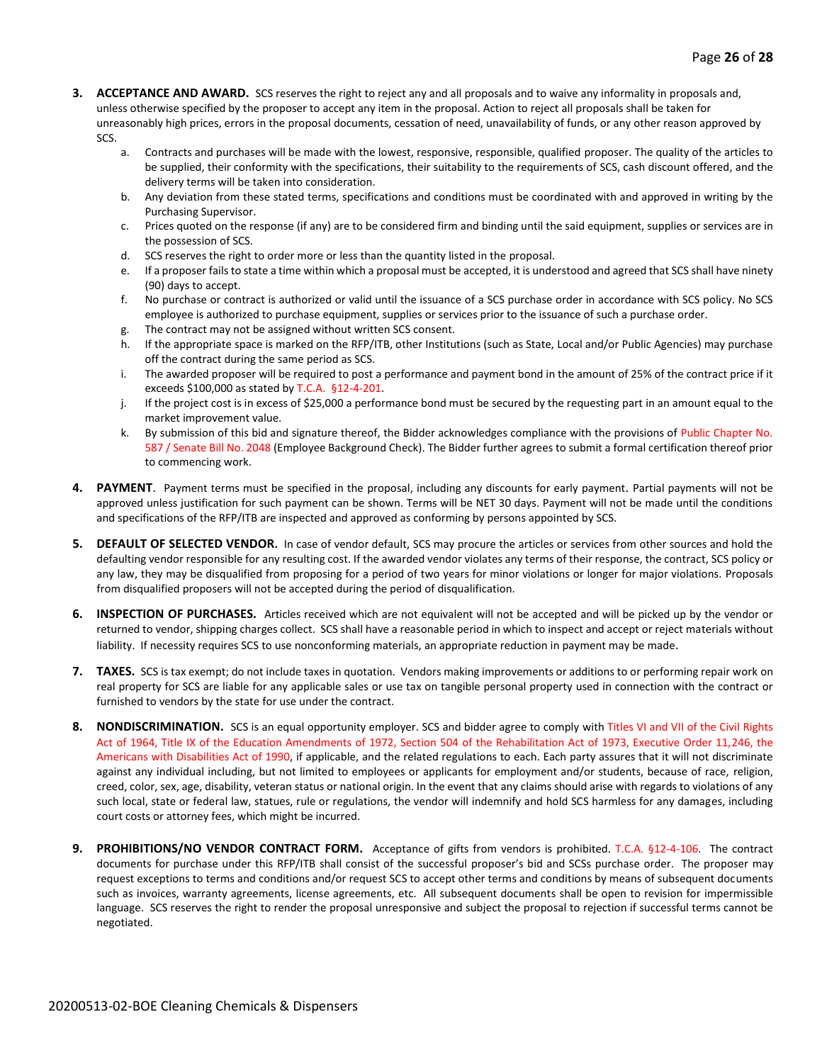3. **ACCEPTANCE AND AWARD.** SCS reserves the right to reject any and all proposals and to waive any informality in proposals and, unless otherwise specified by the proposer to accept any item in the proposal. Action to reject all proposals shall be taken for unreasonably high prices, errors in the proposal documents, cessation of need, unavailability of funds, or any other reason approved by SCS.
    a. Contracts and purchases will be made with the lowest, responsive, responsible, qualified proposer. The quality of the articles to be supplied, their conformity with the specifications, their suitability to the requirements of SCS, cash discount offered, and the delivery terms will be taken into consideration.
    b. Any deviation from these stated terms, specifications and conditions must be coordinated with and approved in writing by the Purchasing Supervisor.
    c. Prices quoted on the response (if any) are to be considered firm and binding until the said equipment, supplies or services are in the possession of SCS.
    d. SCS reserves the right to order more or less than the quantity listed in the proposal.
    e. If a proposer fails to state a time within which a proposal must be accepted, it is understood and agreed that SCS shall have ninety (90) days to accept.
    f. No purchase or contract is authorized or valid until the issuance of a SCS purchase order in accordance with SCS policy. No SCS employee is authorized to purchase equipment, supplies or services prior to the issuance of such a purchase order.
    g. The contract may not be assigned without written SCS consent.
    h. If the appropriate space is marked on the RFP/ITB, other Institutions (such as State, Local and/or Public Agencies) may purchase off the contract during the same period as SCS.
    i. The awarded proposer will be required to post a performance and payment bond in the amount of 25% of the contract price if it exceeds $100,000 as stated by T.C.A. §12-4-201.
    j. If the project cost is in excess of $25,000 a performance bond must be secured by the requesting part in an amount equal to the market improvement value.
    k. By submission of this bid and signature thereof, the Bidder acknowledges compliance with the provisions of Public Chapter No. 587 / Senate Bill No. 2048 (Employee Background Check). The Bidder further agrees to submit a formal certification thereof prior to commencing work.

4. **PAYMENT**. Payment terms must be specified in the proposal, including any discounts for early payment. Partial payments will not be approved unless justification for such payment can be shown. Terms will be NET 30 days. Payment will not be made until the conditions and specifications of the RFP/ITB are inspected and approved as conforming by persons appointed by SCS.

5. **DEFAULT OF SELECTED VENDOR.** In case of vendor default, SCS may procure the articles or services from other sources and hold the defaulting vendor responsible for any resulting cost. If the awarded vendor violates any terms of their response, the contract, SCS policy or any law, they may be disqualified from proposing for a period of two years for minor violations or longer for major violations. Proposals from disqualified proposers will not be accepted during the period of disqualification.

6. **INSPECTION OF PURCHASES.** Articles received which are not equivalent will not be accepted and will be picked up by the vendor or returned to vendor, shipping charges collect. SCS shall have a reasonable period in which to inspect and accept or reject materials without liability. If necessity requires SCS to use nonconforming materials, an appropriate reduction in payment may be made.

7. **TAXES.** SCS is tax exempt; do not include taxes in quotation. Vendors making improvements or additions to or performing repair work on real property for SCS are liable for any applicable sales or use tax on tangible personal property used in connection with the contract or furnished to vendors by the state for use under the contract.

8. **NONDISCRIMINATION.** SCS is an equal opportunity employer. SCS and bidder agree to comply with Titles VI and VII of the Civil Rights Act of 1964, Title IX of the Education Amendments of 1972, Section 504 of the Rehabilitation Act of 1973, Executive Order 11,246, the Americans with Disabilities Act of 1990, if applicable, and the related regulations to each. Each party assures that it will not discriminate against any individual including, but not limited to employees or applicants for employment and/or students, because of race, religion, creed, color, sex, age, disability, veteran status or national origin. In the event that any claims should arise with regards to violations of any such local, state or federal law, statues, rule or regulations, the vendor will indemnify and hold SCS harmless for any damages, including court costs or attorney fees, which might be incurred.

9. **PROHIBITIONS/NO VENDOR CONTRACT FORM.** Acceptance of gifts from vendors is prohibited. T.C.A. §12-4-106. The contract documents for purchase under this RFP/ITB shall consist of the successful proposer's bid and SCSs purchase order. The proposer may request exceptions to terms and conditions and/or request SCS to accept other terms and conditions by means of subsequent documents such as invoices, warranty agreements, license agreements, etc. All subsequent documents shall be open to revision for impermissible language. SCS reserves the right to render the proposal unresponsive and subject the proposal to rejection if successful terms cannot be negotiated.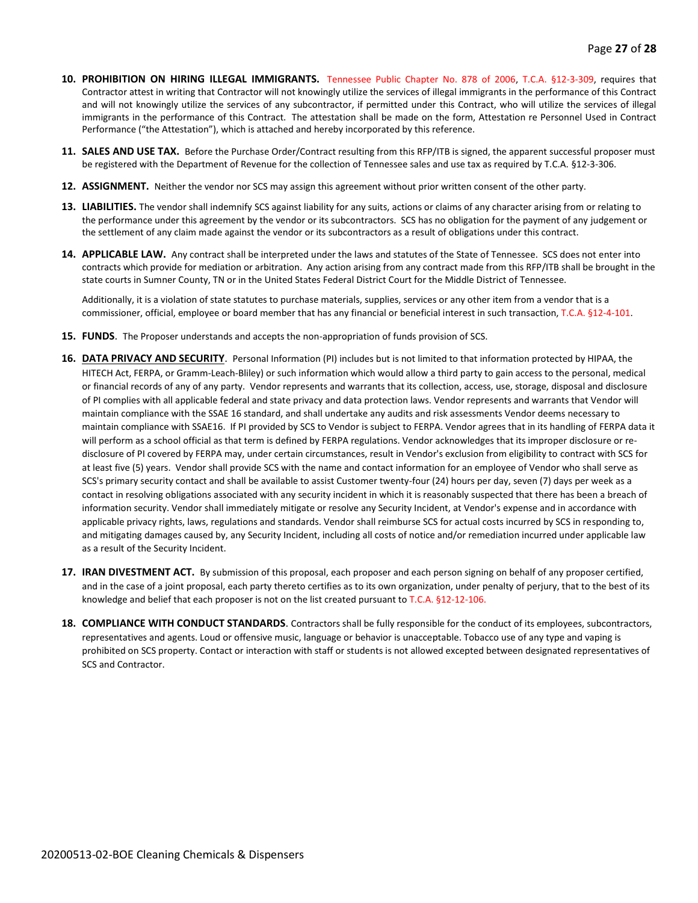10. **PROHIBITION ON HIRING ILLEGAL IMMIGRANTS.** Tennessee Public Chapter No. 878 of 2006, T.C.A. §12-3-309, requires that Contractor attest in writing that Contractor will not knowingly utilize the services of illegal immigrants in the performance of this Contract and will not knowingly utilize the services of any subcontractor, if permitted under this Contract, who will utilize the services of illegal immigrants in the performance of this Contract. The attestation shall be made on the form, Attestation re Personnel Used in Contract Performance ("the Attestation"), which is attached and hereby incorporated by this reference.

11. **SALES AND USE TAX.** Before the Purchase Order/Contract resulting from this RFP/ITB is signed, the apparent successful proposer must be registered with the Department of Revenue for the collection of Tennessee sales and use tax as required by T.C.A. §12-3-306.

12. **ASSIGNMENT.** Neither the vendor nor SCS may assign this agreement without prior written consent of the other party.

13. **LIABILITIES.** The vendor shall indemnify SCS against liability for any suits, actions or claims of any character arising from or relating to the performance under this agreement by the vendor or its subcontractors. SCS has no obligation for the payment of any judgement or the settlement of any claim made against the vendor or its subcontractors as a result of obligations under this contract.

14. **APPLICABLE LAW.** Any contract shall be interpreted under the laws and statutes of the State of Tennessee. SCS does not enter into contracts which provide for mediation or arbitration. Any action arising from any contract made from this RFP/ITB shall be brought in the state courts in Sumner County, TN or in the United States Federal District Court for the Middle District of Tennessee.

    Additionally, it is a violation of state statutes to purchase materials, supplies, services or any other item from a vendor that is a commissioner, official, employee or board member that has any financial or beneficial interest in such transaction, T.C.A. §12-4-101.

15. **FUNDS**. The Proposer understands and accepts the non-appropriation of funds provision of SCS.

16. **DATA PRIVACY AND SECURITY**. Personal Information (PI) includes but is not limited to that information protected by HIPAA, the HITECH Act, FERPA, or Gramm-Leach-Bliley) or such information which would allow a third party to gain access to the personal, medical or financial records of any of any party. Vendor represents and warrants that its collection, access, use, storage, disposal and disclosure of PI complies with all applicable federal and state privacy and data protection laws. Vendor represents and warrants that Vendor will maintain compliance with the SSAE 16 standard, and shall undertake any audits and risk assessments Vendor deems necessary to maintain compliance with SSAE16. If PI provided by SCS to Vendor is subject to FERPA. Vendor agrees that in its handling of FERPA data it will perform as a school official as that term is defined by FERPA regulations. Vendor acknowledges that its improper disclosure or re-disclosure of PI covered by FERPA may, under certain circumstances, result in Vendor's exclusion from eligibility to contract with SCS for at least five (5) years. Vendor shall provide SCS with the name and contact information for an employee of Vendor who shall serve as SCS's primary security contact and shall be available to assist Customer twenty-four (24) hours per day, seven (7) days per week as a contact in resolving obligations associated with any security incident in which it is reasonably suspected that there has been a breach of information security. Vendor shall immediately mitigate or resolve any Security Incident, at Vendor's expense and in accordance with applicable privacy rights, laws, regulations and standards. Vendor shall reimburse SCS for actual costs incurred by SCS in responding to, and mitigating damages caused by, any Security Incident, including all costs of notice and/or remediation incurred under applicable law as a result of the Security Incident.

17. **IRAN DIVESTMENT ACT.** By submission of this proposal, each proposer and each person signing on behalf of any proposer certified, and in the case of a joint proposal, each party thereto certifies as to its own organization, under penalty of perjury, that to the best of its knowledge and belief that each proposer is not on the list created pursuant to T.C.A. §12-12-106.

18. **COMPLIANCE WITH CONDUCT STANDARDS**. Contractors shall be fully responsible for the conduct of its employees, subcontractors, representatives and agents. Loud or offensive music, language or behavior is unacceptable. Tobacco use of any type and vaping is prohibited on SCS property. Contact or interaction with staff or students is not allowed excepted between designated representatives of SCS and Contractor.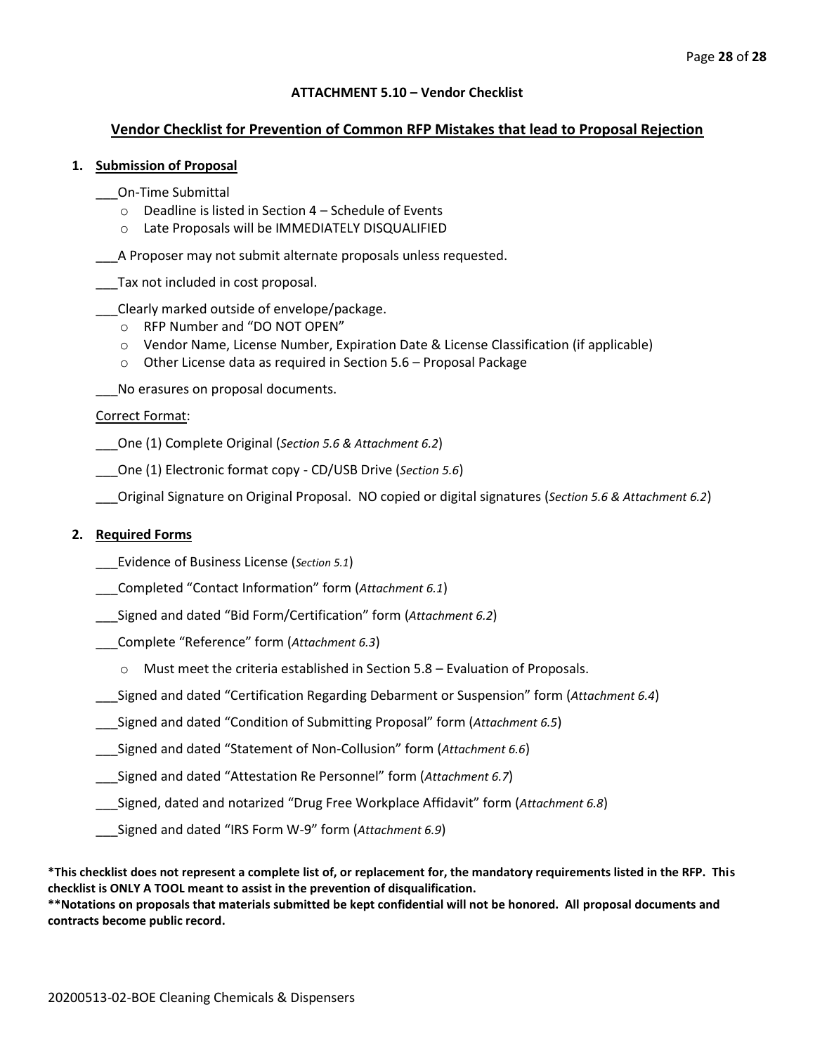**ATTACHMENT 5.10 – Vendor Checklist**

## Vendor Checklist for Prevention of Common RFP Mistakes that lead to Proposal Rejection

### 1. Submission of Proposal

___On-Time Submittal

- Deadline is listed in Section 4 – Schedule of Events
- Late Proposals will be IMMEDIATELY DISQUALIFIED

___A Proposer may not submit alternate proposals unless requested.

___Tax not included in cost proposal.

___Clearly marked outside of envelope/package.

- RFP Number and "DO NOT OPEN"
- Vendor Name, License Number, Expiration Date & License Classification (if applicable)
- Other License data as required in Section 5.6 – Proposal Package

___No erasures on proposal documents.

Correct Format:

___One (1) Complete Original (*Section 5.6 & Attachment 6.2*)

___One (1) Electronic format copy - CD/USB Drive (*Section 5.6*)

___Original Signature on Original Proposal. NO copied or digital signatures (*Section 5.6 & Attachment 6.2*)

### 2. Required Forms

___Evidence of Business License (*Section 5.1*)

___Completed "Contact Information" form (*Attachment 6.1*)

___Signed and dated "Bid Form/Certification" form (*Attachment 6.2*)

___Complete "Reference" form (*Attachment 6.3*)

- Must meet the criteria established in Section 5.8 – Evaluation of Proposals.

___Signed and dated "Certification Regarding Debarment or Suspension" form (*Attachment 6.4*)

___Signed and dated "Condition of Submitting Proposal" form (*Attachment 6.5*)

___Signed and dated "Statement of Non-Collusion" form (*Attachment 6.6*)

___Signed and dated "Attestation Re Personnel" form (*Attachment 6.7*)

___Signed, dated and notarized "Drug Free Workplace Affidavit" form (*Attachment 6.8*)

___Signed and dated "IRS Form W-9" form (*Attachment 6.9*)

**\*This checklist does not represent a complete list of, or replacement for, the mandatory requirements listed in the RFP. This checklist is ONLY A TOOL meant to assist in the prevention of disqualification.**

**\*\*Notations on proposals that materials submitted be kept confidential will not be honored. All proposal documents and contracts become public record.**